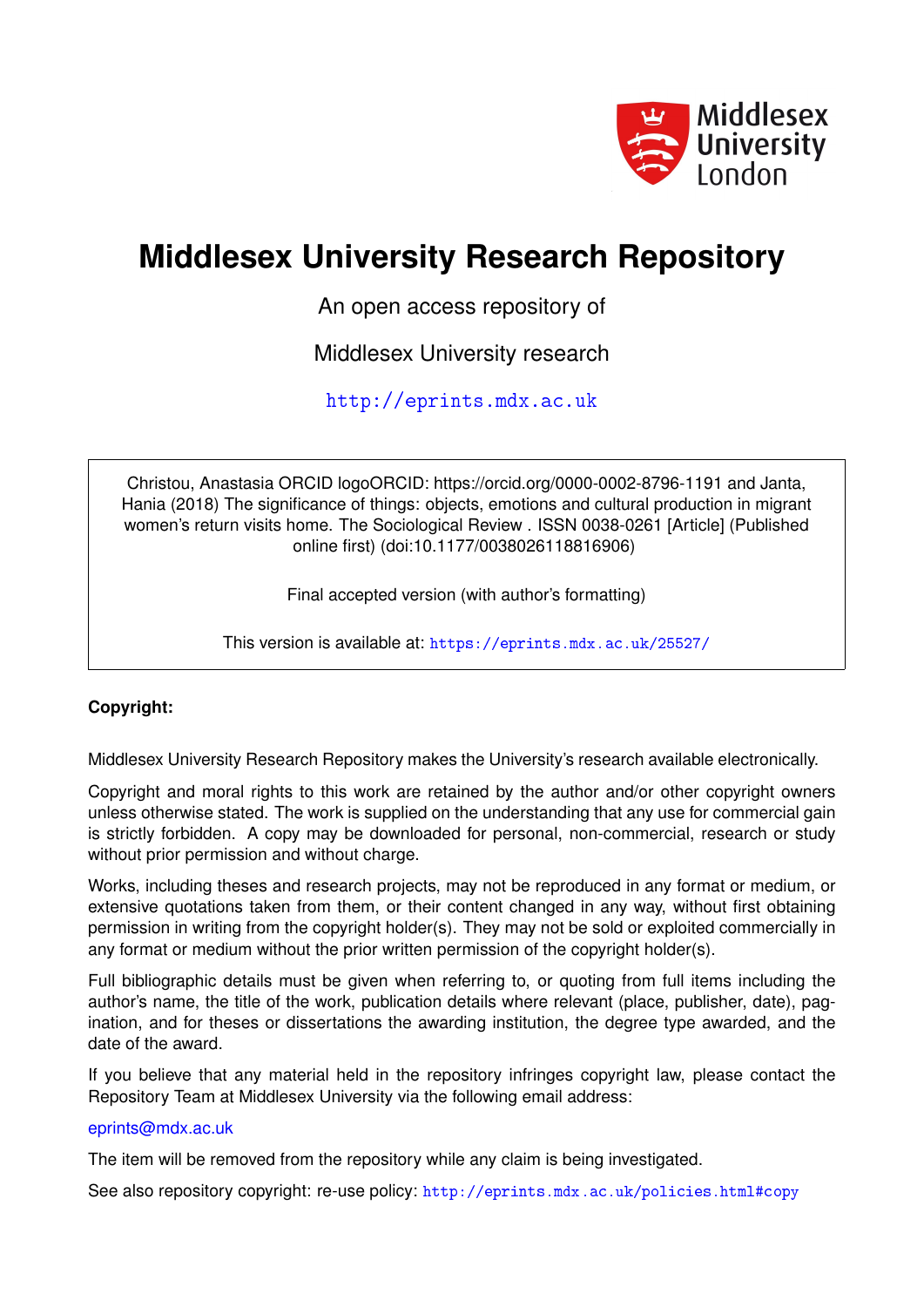Middlesex University London

# Middlesex University Research Repository

An open access repository of

Middlesex University research

http://eprints.mdx.ac.uk

Christou, Anastasia ORCID logoORCID: https://orcid.org/0000-0002-8796-1191 and Janta, Hania (2018) The significance of things: objects, emotions and cultural production in migrant women's return visits home. The Sociological Review . ISSN 0038-0261 [Article] (Published online first) (doi:10.1177/0038026118816906)

Final accepted version (with author's formatting)

This version is available at: https://eprints.mdx.ac.uk/25527/

**Copyright:**

Middlesex University Research Repository makes the University's research available electronically.

Copyright and moral rights to this work are retained by the author and/or other copyright owners unless otherwise stated. The work is supplied on the understanding that any use for commercial gain is strictly forbidden. A copy may be downloaded for personal, non-commercial, research or study without prior permission and without charge.

Works, including theses and research projects, may not be reproduced in any format or medium, or extensive quotations taken from them, or their content changed in any way, without first obtaining permission in writing from the copyright holder(s). They may not be sold or exploited commercially in any format or medium without the prior written permission of the copyright holder(s).

Full bibliographic details must be given when referring to, or quoting from full items including the author's name, the title of the work, publication details where relevant (place, publisher, date), pagination, and for theses or dissertations the awarding institution, the degree type awarded, and the date of the award.

If you believe that any material held in the repository infringes copyright law, please contact the Repository Team at Middlesex University via the following email address:

eprints@mdx.ac.uk

The item will be removed from the repository while any claim is being investigated.

See also repository copyright: re-use policy: http://eprints.mdx.ac.uk/policies.html#copy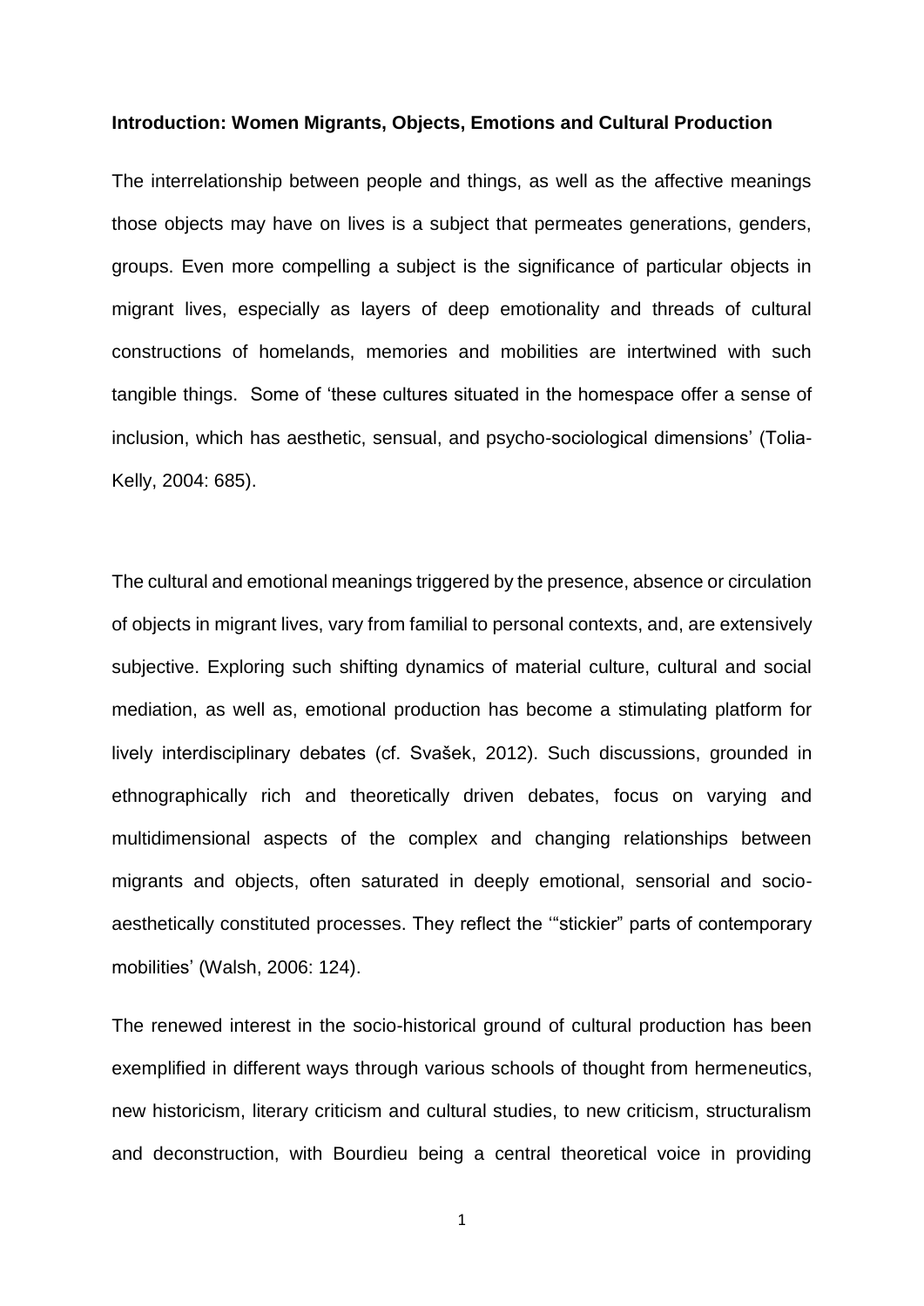**Introduction: Women Migrants, Objects, Emotions and Cultural Production**

The interrelationship between people and things, as well as the affective meanings those objects may have on lives is a subject that permeates generations, genders, groups. Even more compelling a subject is the significance of particular objects in migrant lives, especially as layers of deep emotionality and threads of cultural constructions of homelands, memories and mobilities are intertwined with such tangible things. Some of 'these cultures situated in the homespace offer a sense of inclusion, which has aesthetic, sensual, and psycho-sociological dimensions' (Tolia-Kelly, 2004: 685).

The cultural and emotional meanings triggered by the presence, absence or circulation of objects in migrant lives, vary from familial to personal contexts, and, are extensively subjective. Exploring such shifting dynamics of material culture, cultural and social mediation, as well as, emotional production has become a stimulating platform for lively interdisciplinary debates (cf. Svašek, 2012). Such discussions, grounded in ethnographically rich and theoretically driven debates, focus on varying and multidimensional aspects of the complex and changing relationships between migrants and objects, often saturated in deeply emotional, sensorial and socio-aesthetically constituted processes. They reflect the '"stickier" parts of contemporary mobilities' (Walsh, 2006: 124).

The renewed interest in the socio-historical ground of cultural production has been exemplified in different ways through various schools of thought from hermeneutics, new historicism, literary criticism and cultural studies, to new criticism, structuralism and deconstruction, with Bourdieu being a central theoretical voice in providing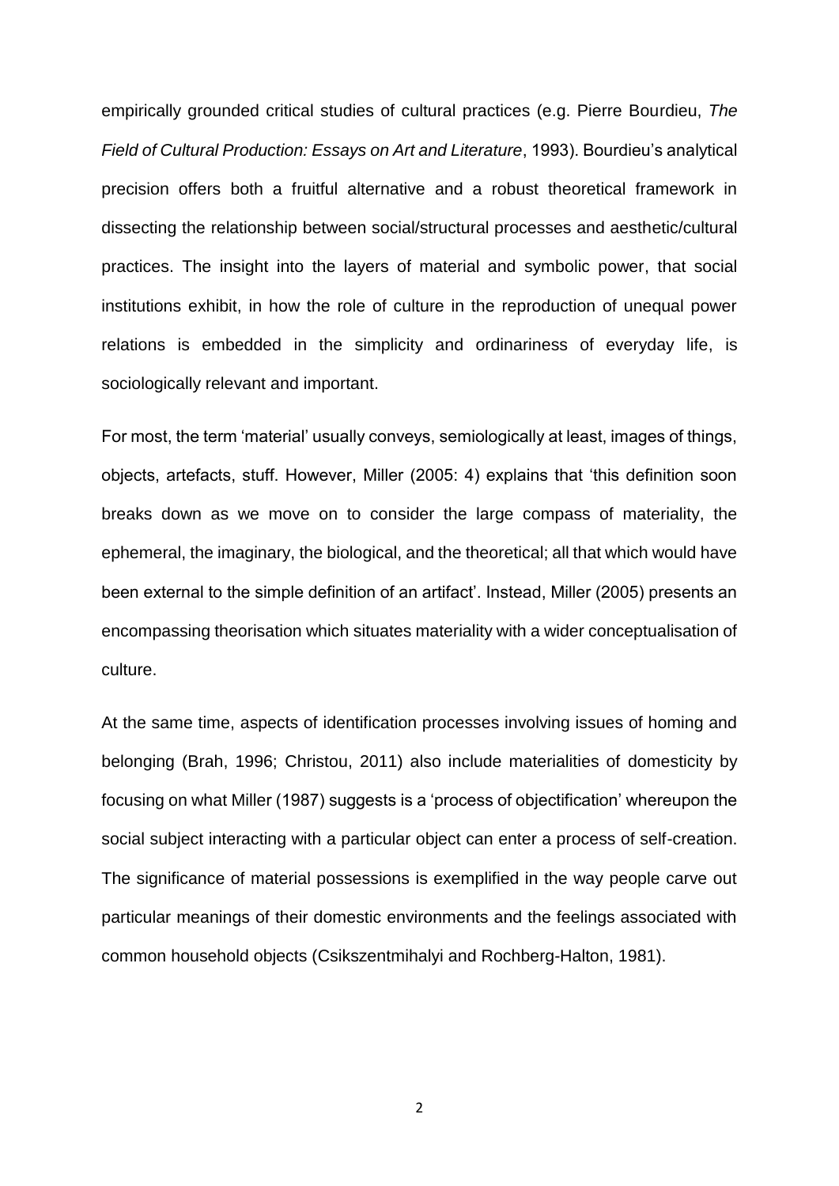empirically grounded critical studies of cultural practices (e.g. Pierre Bourdieu, *The Field of Cultural Production: Essays on Art and Literature*, 1993). Bourdieu's analytical precision offers both a fruitful alternative and a robust theoretical framework in dissecting the relationship between social/structural processes and aesthetic/cultural practices. The insight into the layers of material and symbolic power, that social institutions exhibit, in how the role of culture in the reproduction of unequal power relations is embedded in the simplicity and ordinariness of everyday life, is sociologically relevant and important.

For most, the term 'material' usually conveys, semiologically at least, images of things, objects, artefacts, stuff. However, Miller (2005: 4) explains that 'this definition soon breaks down as we move on to consider the large compass of materiality, the ephemeral, the imaginary, the biological, and the theoretical; all that which would have been external to the simple definition of an artifact'. Instead, Miller (2005) presents an encompassing theorisation which situates materiality with a wider conceptualisation of culture.

At the same time, aspects of identification processes involving issues of homing and belonging (Brah, 1996; Christou, 2011) also include materialities of domesticity by focusing on what Miller (1987) suggests is a 'process of objectification' whereupon the social subject interacting with a particular object can enter a process of self-creation. The significance of material possessions is exemplified in the way people carve out particular meanings of their domestic environments and the feelings associated with common household objects (Csikszentmihalyi and Rochberg-Halton, 1981).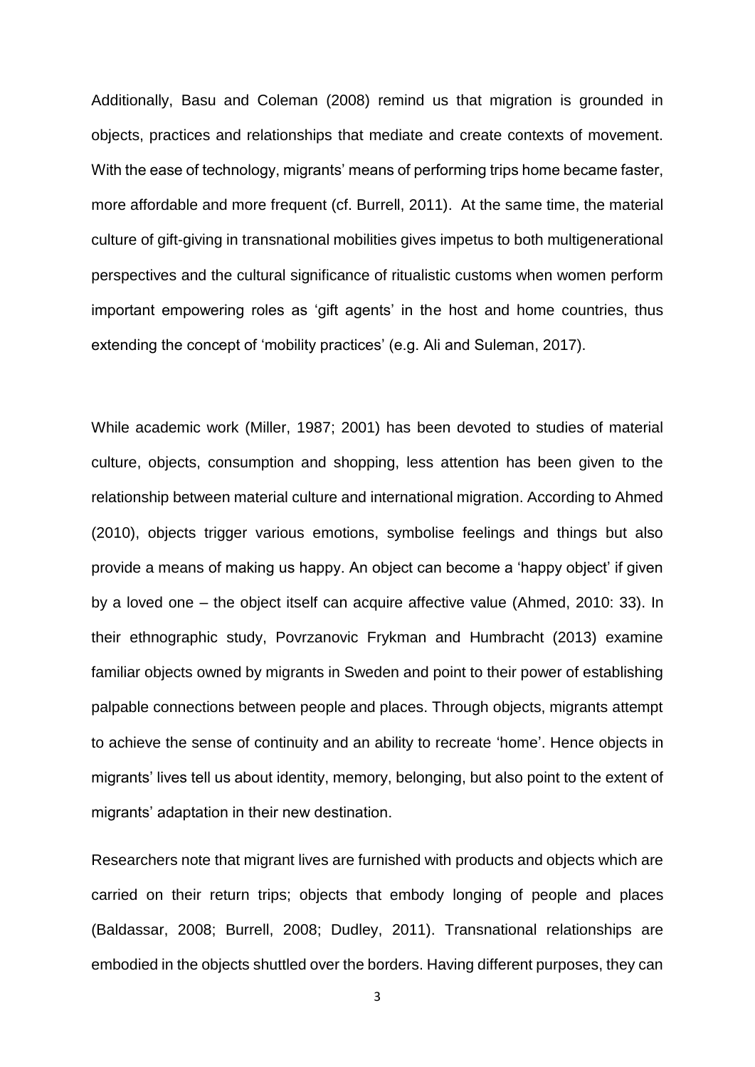Additionally, Basu and Coleman (2008) remind us that migration is grounded in objects, practices and relationships that mediate and create contexts of movement. With the ease of technology, migrants' means of performing trips home became faster, more affordable and more frequent (cf. Burrell, 2011). At the same time, the material culture of gift-giving in transnational mobilities gives impetus to both multigenerational perspectives and the cultural significance of ritualistic customs when women perform important empowering roles as 'gift agents' in the host and home countries, thus extending the concept of 'mobility practices' (e.g. Ali and Suleman, 2017).

While academic work (Miller, 1987; 2001) has been devoted to studies of material culture, objects, consumption and shopping, less attention has been given to the relationship between material culture and international migration. According to Ahmed (2010), objects trigger various emotions, symbolise feelings and things but also provide a means of making us happy. An object can become a 'happy object' if given by a loved one – the object itself can acquire affective value (Ahmed, 2010: 33). In their ethnographic study, Povrzanovic Frykman and Humbracht (2013) examine familiar objects owned by migrants in Sweden and point to their power of establishing palpable connections between people and places. Through objects, migrants attempt to achieve the sense of continuity and an ability to recreate 'home'. Hence objects in migrants' lives tell us about identity, memory, belonging, but also point to the extent of migrants' adaptation in their new destination.

Researchers note that migrant lives are furnished with products and objects which are carried on their return trips; objects that embody longing of people and places (Baldassar, 2008; Burrell, 2008; Dudley, 2011). Transnational relationships are embodied in the objects shuttled over the borders. Having different purposes, they can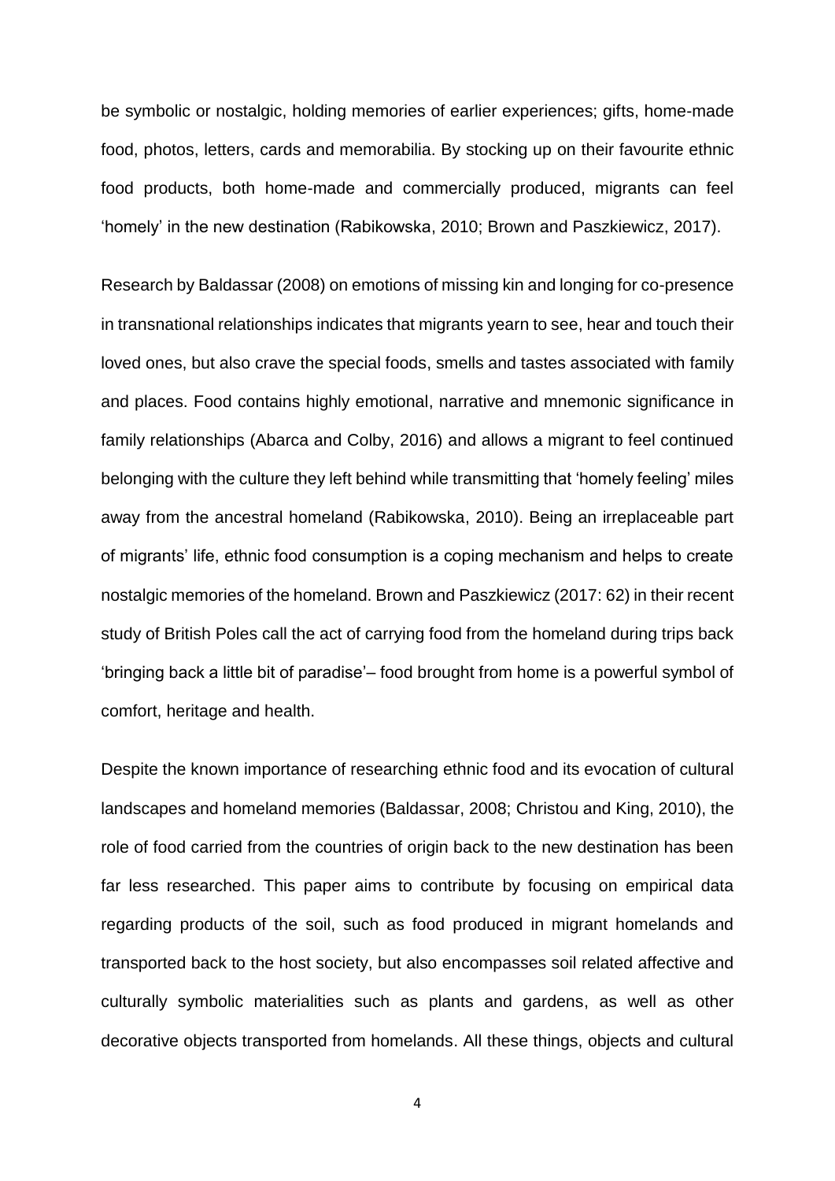be symbolic or nostalgic, holding memories of earlier experiences; gifts, home-made food, photos, letters, cards and memorabilia. By stocking up on their favourite ethnic food products, both home-made and commercially produced, migrants can feel 'homely' in the new destination (Rabikowska, 2010; Brown and Paszkiewicz, 2017).

Research by Baldassar (2008) on emotions of missing kin and longing for co-presence in transnational relationships indicates that migrants yearn to see, hear and touch their loved ones, but also crave the special foods, smells and tastes associated with family and places. Food contains highly emotional, narrative and mnemonic significance in family relationships (Abarca and Colby, 2016) and allows a migrant to feel continued belonging with the culture they left behind while transmitting that 'homely feeling' miles away from the ancestral homeland (Rabikowska, 2010). Being an irreplaceable part of migrants' life, ethnic food consumption is a coping mechanism and helps to create nostalgic memories of the homeland. Brown and Paszkiewicz (2017: 62) in their recent study of British Poles call the act of carrying food from the homeland during trips back 'bringing back a little bit of paradise'– food brought from home is a powerful symbol of comfort, heritage and health.

Despite the known importance of researching ethnic food and its evocation of cultural landscapes and homeland memories (Baldassar, 2008; Christou and King, 2010), the role of food carried from the countries of origin back to the new destination has been far less researched. This paper aims to contribute by focusing on empirical data regarding products of the soil, such as food produced in migrant homelands and transported back to the host society, but also encompasses soil related affective and culturally symbolic materialities such as plants and gardens, as well as other decorative objects transported from homelands. All these things, objects and cultural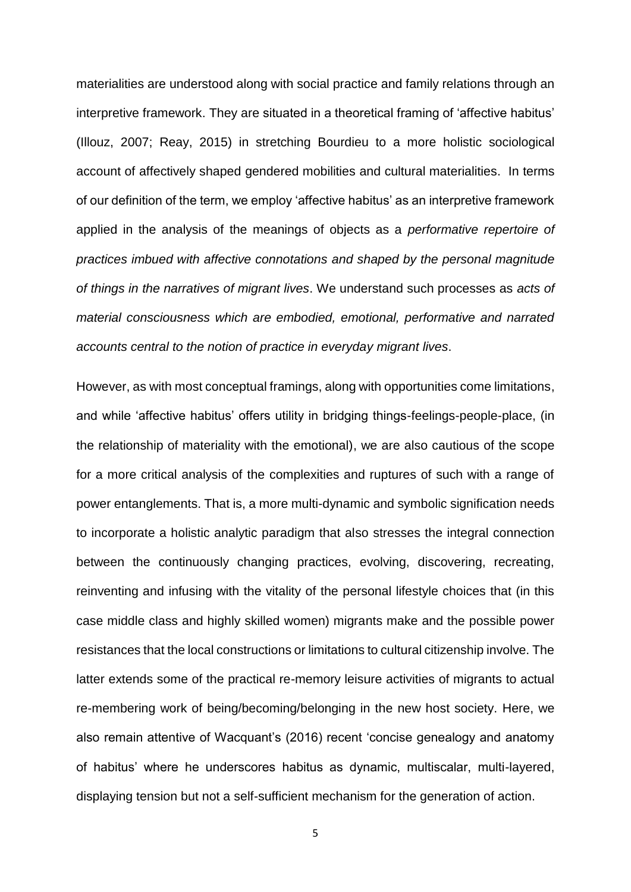materialities are understood along with social practice and family relations through an interpretive framework. They are situated in a theoretical framing of 'affective habitus' (Illouz, 2007; Reay, 2015) in stretching Bourdieu to a more holistic sociological account of affectively shaped gendered mobilities and cultural materialities. In terms of our definition of the term, we employ 'affective habitus' as an interpretive framework applied in the analysis of the meanings of objects as a *performative repertoire of practices imbued with affective connotations and shaped by the personal magnitude of things in the narratives of migrant lives*. We understand such processes as *acts of material consciousness which are embodied, emotional, performative and narrated accounts central to the notion of practice in everyday migrant lives*.

However, as with most conceptual framings, along with opportunities come limitations, and while 'affective habitus' offers utility in bridging things-feelings-people-place, (in the relationship of materiality with the emotional), we are also cautious of the scope for a more critical analysis of the complexities and ruptures of such with a range of power entanglements. That is, a more multi-dynamic and symbolic signification needs to incorporate a holistic analytic paradigm that also stresses the integral connection between the continuously changing practices, evolving, discovering, recreating, reinventing and infusing with the vitality of the personal lifestyle choices that (in this case middle class and highly skilled women) migrants make and the possible power resistances that the local constructions or limitations to cultural citizenship involve. The latter extends some of the practical re-memory leisure activities of migrants to actual re-membering work of being/becoming/belonging in the new host society. Here, we also remain attentive of Wacquant's (2016) recent 'concise genealogy and anatomy of habitus' where he underscores habitus as dynamic, multiscalar, multi-layered, displaying tension but not a self-sufficient mechanism for the generation of action.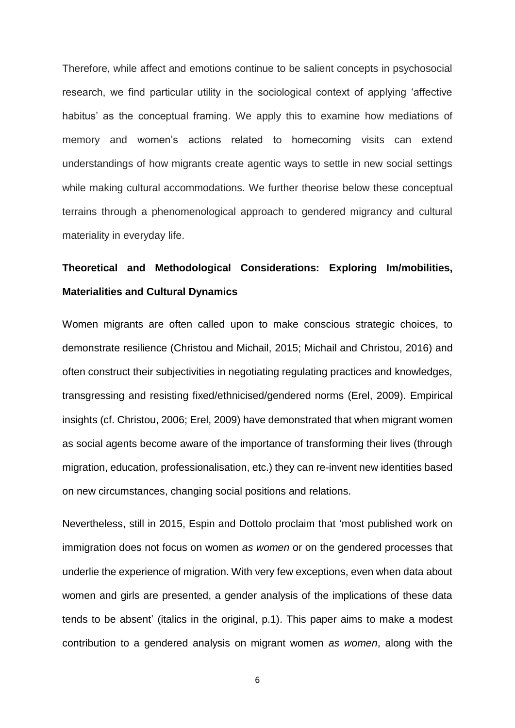Therefore, while affect and emotions continue to be salient concepts in psychosocial research, we find particular utility in the sociological context of applying 'affective habitus' as the conceptual framing. We apply this to examine how mediations of memory and women's actions related to homecoming visits can extend understandings of how migrants create agentic ways to settle in new social settings while making cultural accommodations. We further theorise below these conceptual terrains through a phenomenological approach to gendered migrancy and cultural materiality in everyday life.

**Theoretical and Methodological Considerations: Exploring Im/mobilities, Materialities and Cultural Dynamics**

Women migrants are often called upon to make conscious strategic choices, to demonstrate resilience (Christou and Michail, 2015; Michail and Christou, 2016) and often construct their subjectivities in negotiating regulating practices and knowledges, transgressing and resisting fixed/ethnicised/gendered norms (Erel, 2009). Empirical insights (cf. Christou, 2006; Erel, 2009) have demonstrated that when migrant women as social agents become aware of the importance of transforming their lives (through migration, education, professionalisation, etc.) they can re-invent new identities based on new circumstances, changing social positions and relations.

Nevertheless, still in 2015, Espin and Dottolo proclaim that 'most published work on immigration does not focus on women *as women* or on the gendered processes that underlie the experience of migration. With very few exceptions, even when data about women and girls are presented, a gender analysis of the implications of these data tends to be absent' (italics in the original, p.1). This paper aims to make a modest contribution to a gendered analysis on migrant women *as women*, along with the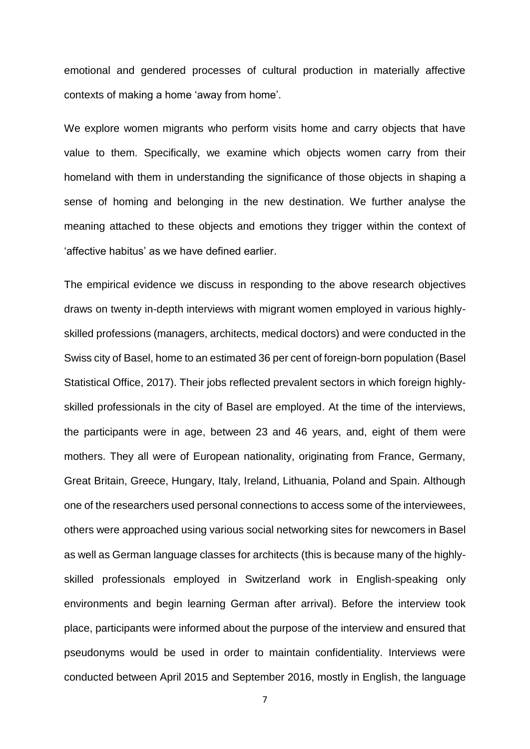emotional and gendered processes of cultural production in materially affective contexts of making a home 'away from home'.

We explore women migrants who perform visits home and carry objects that have value to them. Specifically, we examine which objects women carry from their homeland with them in understanding the significance of those objects in shaping a sense of homing and belonging in the new destination. We further analyse the meaning attached to these objects and emotions they trigger within the context of 'affective habitus' as we have defined earlier.

The empirical evidence we discuss in responding to the above research objectives draws on twenty in-depth interviews with migrant women employed in various highly-skilled professions (managers, architects, medical doctors) and were conducted in the Swiss city of Basel, home to an estimated 36 per cent of foreign-born population (Basel Statistical Office, 2017). Their jobs reflected prevalent sectors in which foreign highly-skilled professionals in the city of Basel are employed. At the time of the interviews, the participants were in age, between 23 and 46 years, and, eight of them were mothers. They all were of European nationality, originating from France, Germany, Great Britain, Greece, Hungary, Italy, Ireland, Lithuania, Poland and Spain. Although one of the researchers used personal connections to access some of the interviewees, others were approached using various social networking sites for newcomers in Basel as well as German language classes for architects (this is because many of the highly-skilled professionals employed in Switzerland work in English-speaking only environments and begin learning German after arrival). Before the interview took place, participants were informed about the purpose of the interview and ensured that pseudonyms would be used in order to maintain confidentiality. Interviews were conducted between April 2015 and September 2016, mostly in English, the language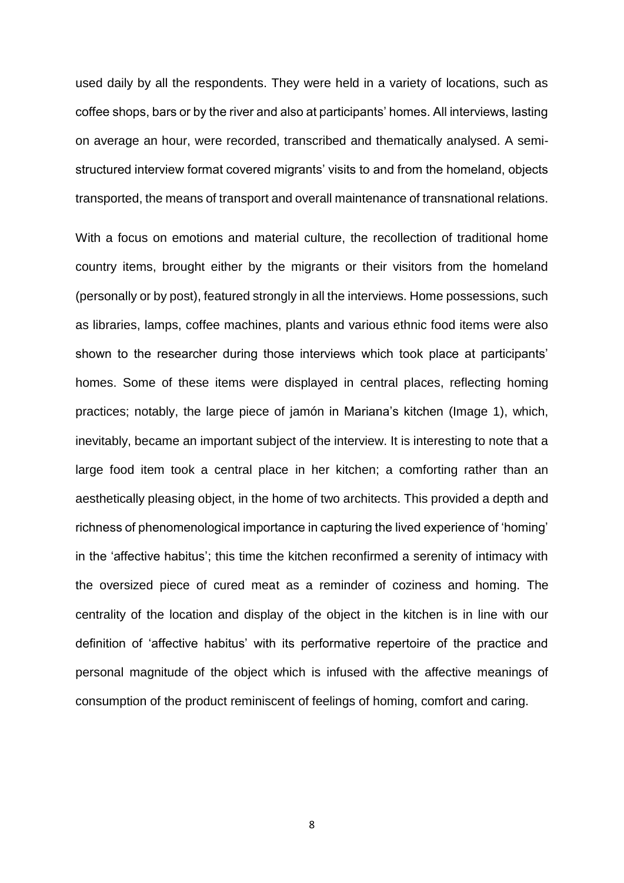used daily by all the respondents. They were held in a variety of locations, such as coffee shops, bars or by the river and also at participants' homes. All interviews, lasting on average an hour, were recorded, transcribed and thematically analysed. A semi-structured interview format covered migrants' visits to and from the homeland, objects transported, the means of transport and overall maintenance of transnational relations.

With a focus on emotions and material culture, the recollection of traditional home country items, brought either by the migrants or their visitors from the homeland (personally or by post), featured strongly in all the interviews. Home possessions, such as libraries, lamps, coffee machines, plants and various ethnic food items were also shown to the researcher during those interviews which took place at participants' homes. Some of these items were displayed in central places, reflecting homing practices; notably, the large piece of jamón in Mariana's kitchen (Image 1), which, inevitably, became an important subject of the interview. It is interesting to note that a large food item took a central place in her kitchen; a comforting rather than an aesthetically pleasing object, in the home of two architects. This provided a depth and richness of phenomenological importance in capturing the lived experience of 'homing' in the 'affective habitus'; this time the kitchen reconfirmed a serenity of intimacy with the oversized piece of cured meat as a reminder of coziness and homing. The centrality of the location and display of the object in the kitchen is in line with our definition of 'affective habitus' with its performative repertoire of the practice and personal magnitude of the object which is infused with the affective meanings of consumption of the product reminiscent of feelings of homing, comfort and caring.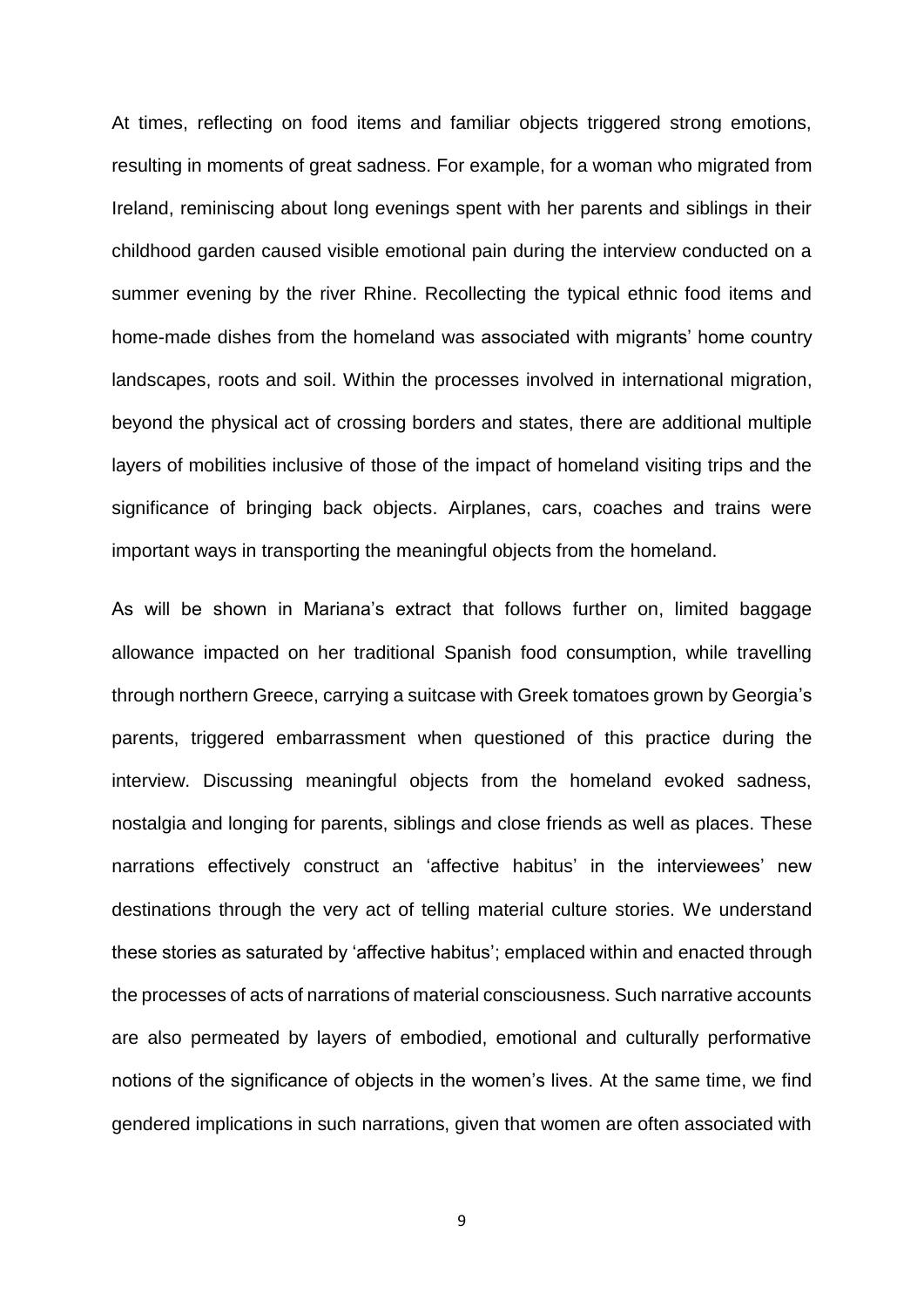At times, reflecting on food items and familiar objects triggered strong emotions, resulting in moments of great sadness. For example, for a woman who migrated from Ireland, reminiscing about long evenings spent with her parents and siblings in their childhood garden caused visible emotional pain during the interview conducted on a summer evening by the river Rhine. Recollecting the typical ethnic food items and home-made dishes from the homeland was associated with migrants' home country landscapes, roots and soil. Within the processes involved in international migration, beyond the physical act of crossing borders and states, there are additional multiple layers of mobilities inclusive of those of the impact of homeland visiting trips and the significance of bringing back objects. Airplanes, cars, coaches and trains were important ways in transporting the meaningful objects from the homeland.

As will be shown in Mariana's extract that follows further on, limited baggage allowance impacted on her traditional Spanish food consumption, while travelling through northern Greece, carrying a suitcase with Greek tomatoes grown by Georgia's parents, triggered embarrassment when questioned of this practice during the interview. Discussing meaningful objects from the homeland evoked sadness, nostalgia and longing for parents, siblings and close friends as well as places. These narrations effectively construct an 'affective habitus' in the interviewees' new destinations through the very act of telling material culture stories. We understand these stories as saturated by 'affective habitus'; emplaced within and enacted through the processes of acts of narrations of material consciousness. Such narrative accounts are also permeated by layers of embodied, emotional and culturally performative notions of the significance of objects in the women's lives. At the same time, we find gendered implications in such narrations, given that women are often associated with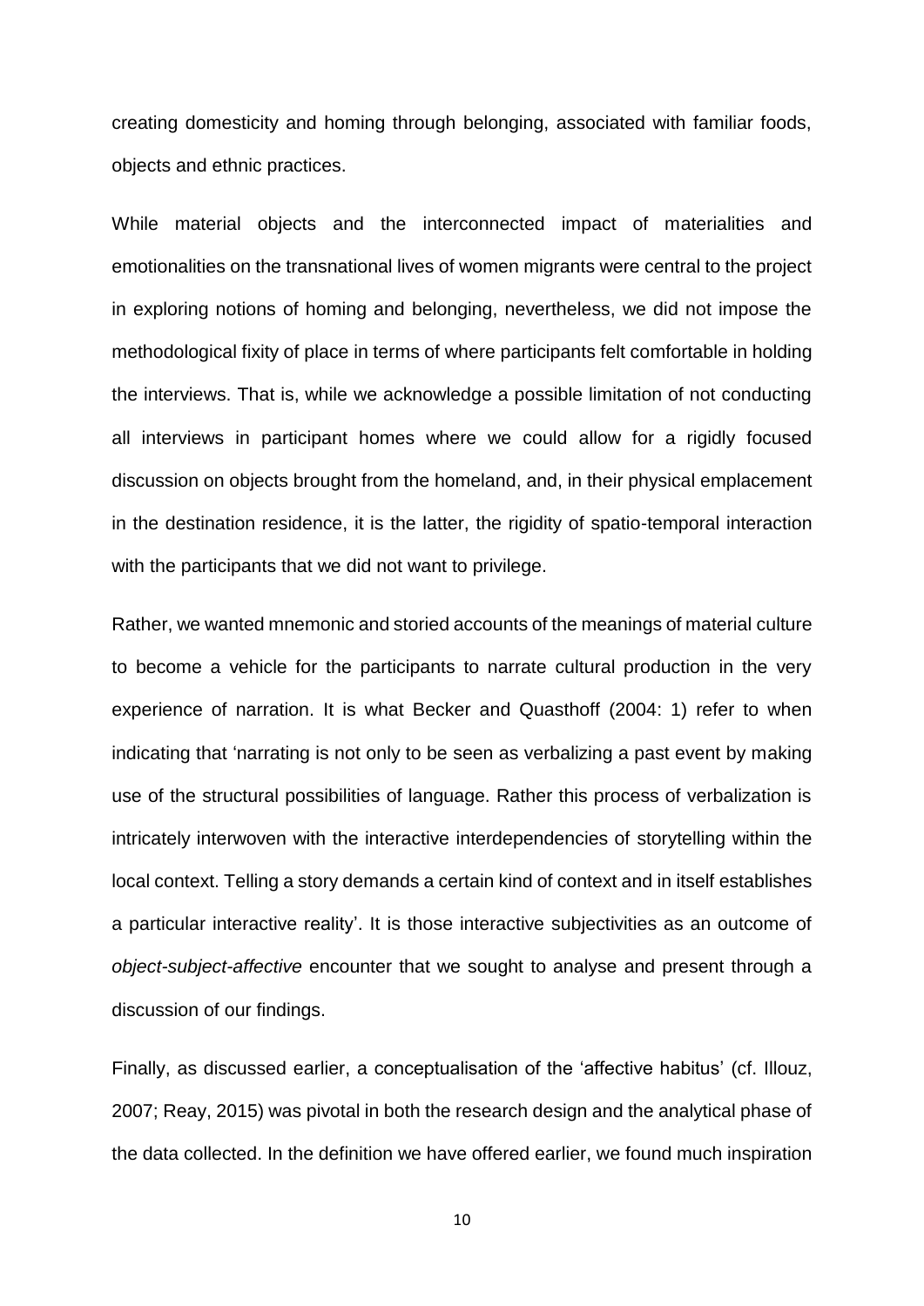creating domesticity and homing through belonging, associated with familiar foods, objects and ethnic practices.

While material objects and the interconnected impact of materialities and emotionalities on the transnational lives of women migrants were central to the project in exploring notions of homing and belonging, nevertheless, we did not impose the methodological fixity of place in terms of where participants felt comfortable in holding the interviews. That is, while we acknowledge a possible limitation of not conducting all interviews in participant homes where we could allow for a rigidly focused discussion on objects brought from the homeland, and, in their physical emplacement in the destination residence, it is the latter, the rigidity of spatio-temporal interaction with the participants that we did not want to privilege.

Rather, we wanted mnemonic and storied accounts of the meanings of material culture to become a vehicle for the participants to narrate cultural production in the very experience of narration. It is what Becker and Quasthoff (2004: 1) refer to when indicating that 'narrating is not only to be seen as verbalizing a past event by making use of the structural possibilities of language. Rather this process of verbalization is intricately interwoven with the interactive interdependencies of storytelling within the local context. Telling a story demands a certain kind of context and in itself establishes a particular interactive reality'. It is those interactive subjectivities as an outcome of *object-subject-affective* encounter that we sought to analyse and present through a discussion of our findings.

Finally, as discussed earlier, a conceptualisation of the 'affective habitus' (cf. Illouz, 2007; Reay, 2015) was pivotal in both the research design and the analytical phase of the data collected. In the definition we have offered earlier, we found much inspiration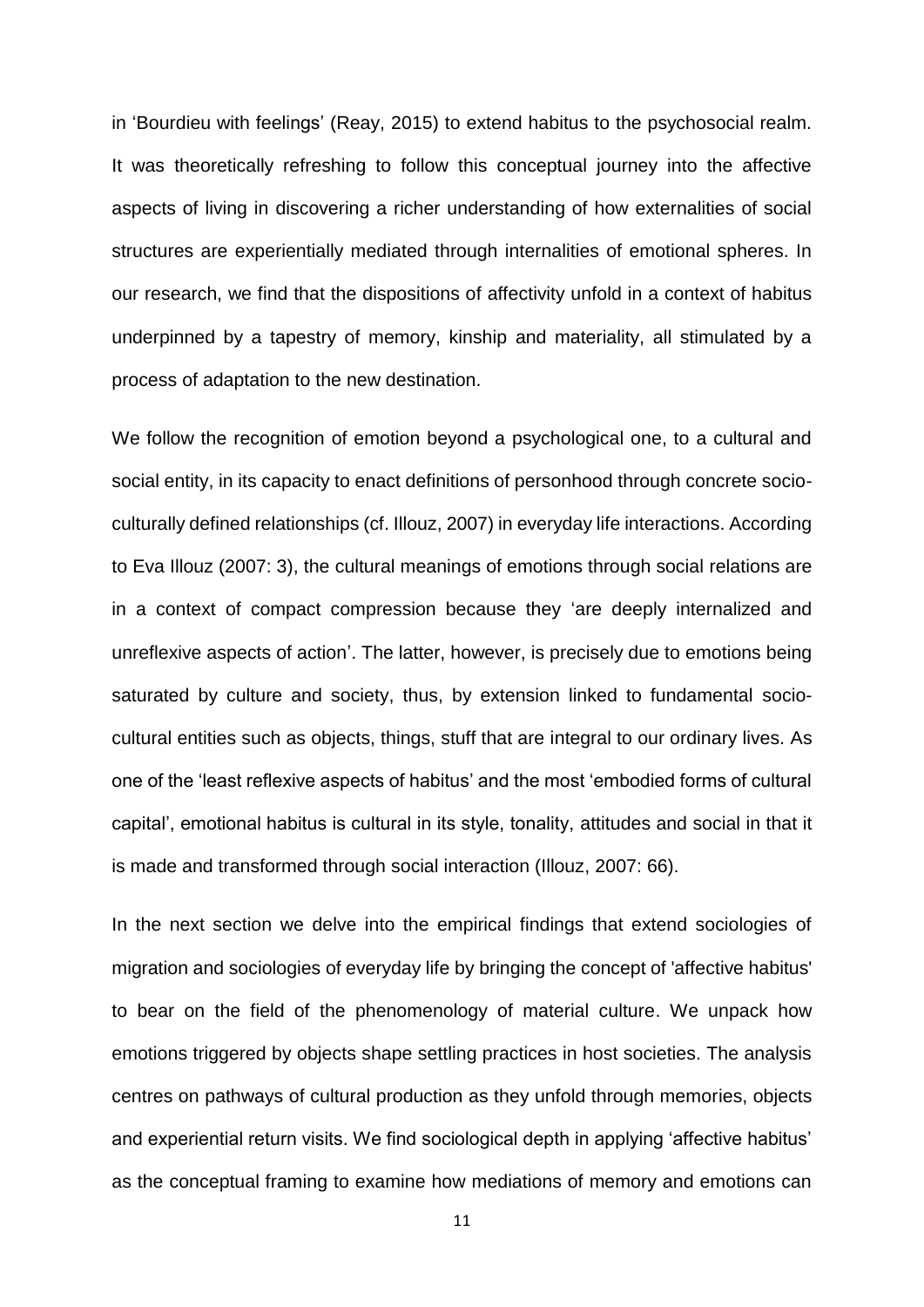in 'Bourdieu with feelings' (Reay, 2015) to extend habitus to the psychosocial realm. It was theoretically refreshing to follow this conceptual journey into the affective aspects of living in discovering a richer understanding of how externalities of social structures are experientially mediated through internalities of emotional spheres. In our research, we find that the dispositions of affectivity unfold in a context of habitus underpinned by a tapestry of memory, kinship and materiality, all stimulated by a process of adaptation to the new destination.

We follow the recognition of emotion beyond a psychological one, to a cultural and social entity, in its capacity to enact definitions of personhood through concrete socio-culturally defined relationships (cf. Illouz, 2007) in everyday life interactions. According to Eva Illouz (2007: 3), the cultural meanings of emotions through social relations are in a context of compact compression because they 'are deeply internalized and unreflexive aspects of action'. The latter, however, is precisely due to emotions being saturated by culture and society, thus, by extension linked to fundamental socio-cultural entities such as objects, things, stuff that are integral to our ordinary lives. As one of the 'least reflexive aspects of habitus' and the most 'embodied forms of cultural capital', emotional habitus is cultural in its style, tonality, attitudes and social in that it is made and transformed through social interaction (Illouz, 2007: 66).

In the next section we delve into the empirical findings that extend sociologies of migration and sociologies of everyday life by bringing the concept of 'affective habitus' to bear on the field of the phenomenology of material culture. We unpack how emotions triggered by objects shape settling practices in host societies. The analysis centres on pathways of cultural production as they unfold through memories, objects and experiential return visits. We find sociological depth in applying 'affective habitus' as the conceptual framing to examine how mediations of memory and emotions can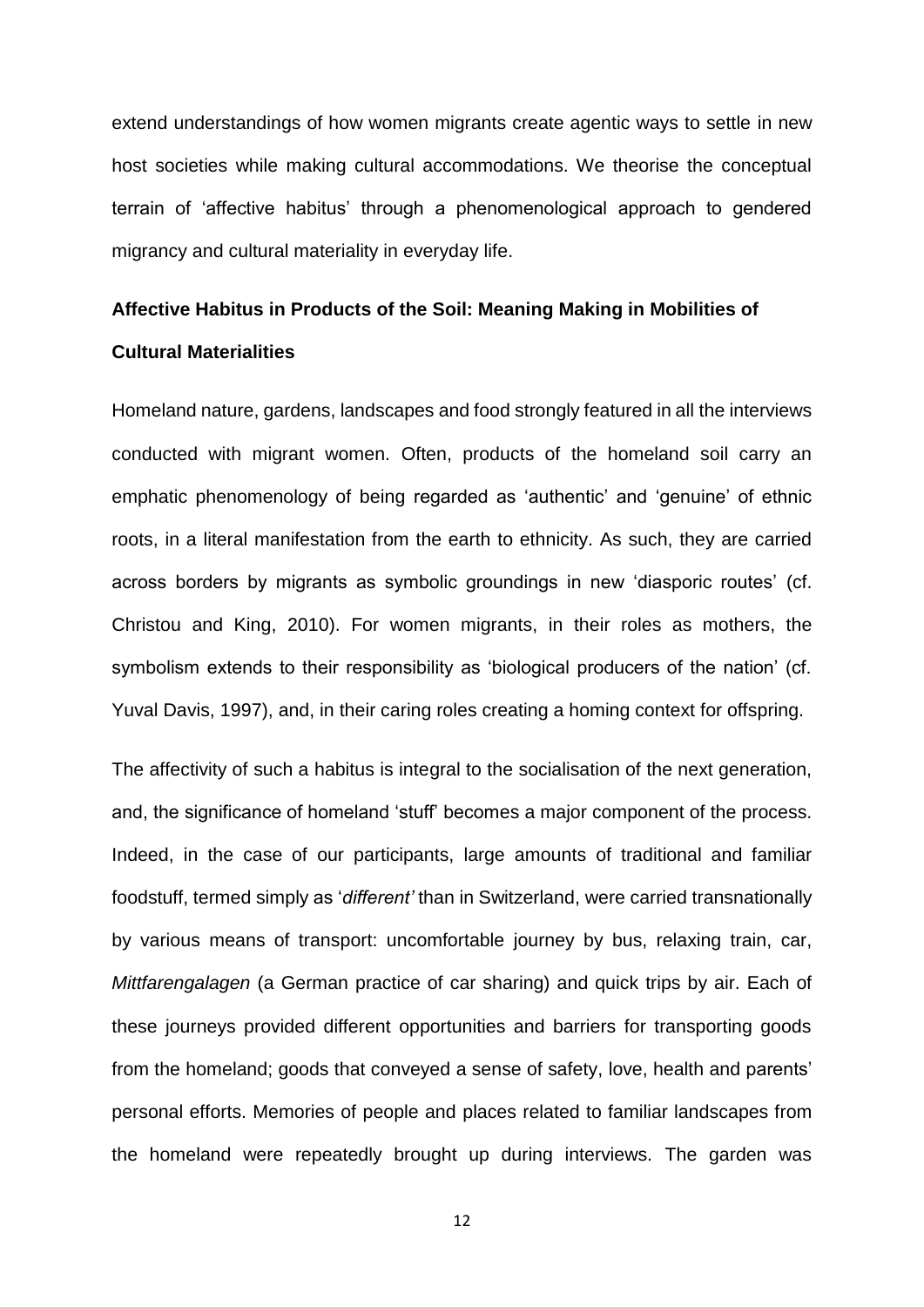extend understandings of how women migrants create agentic ways to settle in new host societies while making cultural accommodations. We theorise the conceptual terrain of 'affective habitus' through a phenomenological approach to gendered migrancy and cultural materiality in everyday life.

**Affective Habitus in Products of the Soil: Meaning Making in Mobilities of Cultural Materialities**

Homeland nature, gardens, landscapes and food strongly featured in all the interviews conducted with migrant women. Often, products of the homeland soil carry an emphatic phenomenology of being regarded as 'authentic' and 'genuine' of ethnic roots, in a literal manifestation from the earth to ethnicity. As such, they are carried across borders by migrants as symbolic groundings in new 'diasporic routes' (cf. Christou and King, 2010). For women migrants, in their roles as mothers, the symbolism extends to their responsibility as 'biological producers of the nation' (cf. Yuval Davis, 1997), and, in their caring roles creating a homing context for offspring.

The affectivity of such a habitus is integral to the socialisation of the next generation, and, the significance of homeland 'stuff' becomes a major component of the process. Indeed, in the case of our participants, large amounts of traditional and familiar foodstuff, termed simply as '*different'* than in Switzerland, were carried transnationally by various means of transport: uncomfortable journey by bus, relaxing train, car, *Mittfarengalagen* (a German practice of car sharing) and quick trips by air. Each of these journeys provided different opportunities and barriers for transporting goods from the homeland; goods that conveyed a sense of safety, love, health and parents' personal efforts. Memories of people and places related to familiar landscapes from the homeland were repeatedly brought up during interviews. The garden was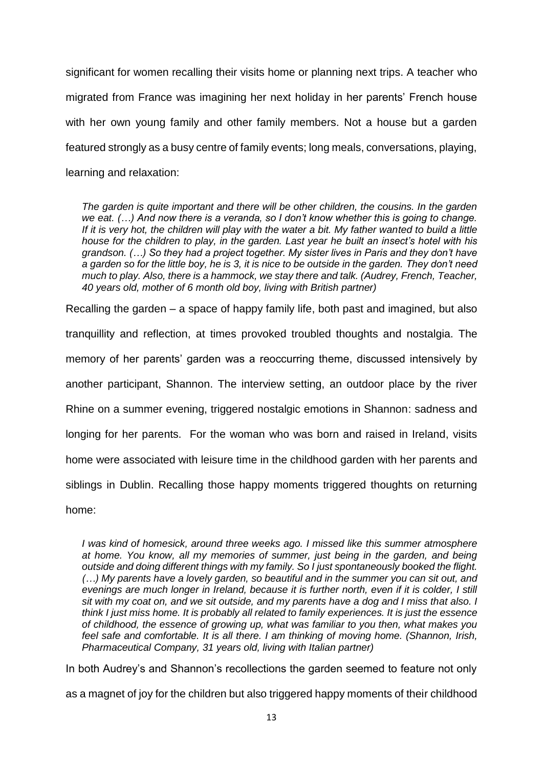significant for women recalling their visits home or planning next trips. A teacher who migrated from France was imagining her next holiday in her parents' French house with her own young family and other family members. Not a house but a garden featured strongly as a busy centre of family events; long meals, conversations, playing, learning and relaxation:

> *The garden is quite important and there will be other children, the cousins. In the garden we eat. (…) And now there is a veranda, so I don't know whether this is going to change. If it is very hot, the children will play with the water a bit. My father wanted to build a little house for the children to play, in the garden. Last year he built an insect's hotel with his grandson. (…) So they had a project together. My sister lives in Paris and they don't have a garden so for the little boy, he is 3, it is nice to be outside in the garden. They don't need much to play. Also, there is a hammock, we stay there and talk. (Audrey, French, Teacher, 40 years old, mother of 6 month old boy, living with British partner)*

Recalling the garden – a space of happy family life, both past and imagined, but also tranquillity and reflection, at times provoked troubled thoughts and nostalgia. The memory of her parents' garden was a reoccurring theme, discussed intensively by another participant, Shannon. The interview setting, an outdoor place by the river Rhine on a summer evening, triggered nostalgic emotions in Shannon: sadness and longing for her parents. For the woman who was born and raised in Ireland, visits home were associated with leisure time in the childhood garden with her parents and siblings in Dublin. Recalling those happy moments triggered thoughts on returning home:

> *I was kind of homesick, around three weeks ago. I missed like this summer atmosphere at home. You know, all my memories of summer, just being in the garden, and being outside and doing different things with my family. So I just spontaneously booked the flight. (…) My parents have a lovely garden, so beautiful and in the summer you can sit out, and evenings are much longer in Ireland, because it is further north, even if it is colder, I still sit with my coat on, and we sit outside, and my parents have a dog and I miss that also. I think I just miss home. It is probably all related to family experiences. It is just the essence of childhood, the essence of growing up, what was familiar to you then, what makes you feel safe and comfortable. It is all there. I am thinking of moving home. (Shannon, Irish, Pharmaceutical Company, 31 years old, living with Italian partner)*

In both Audrey's and Shannon's recollections the garden seemed to feature not only as a magnet of joy for the children but also triggered happy moments of their childhood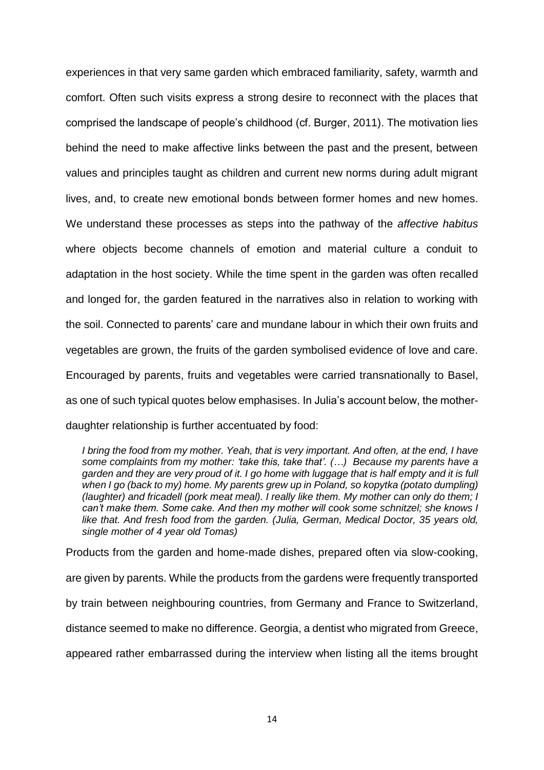experiences in that very same garden which embraced familiarity, safety, warmth and comfort. Often such visits express a strong desire to reconnect with the places that comprised the landscape of people's childhood (cf. Burger, 2011). The motivation lies behind the need to make affective links between the past and the present, between values and principles taught as children and current new norms during adult migrant lives, and, to create new emotional bonds between former homes and new homes. We understand these processes as steps into the pathway of the *affective habitus* where objects become channels of emotion and material culture a conduit to adaptation in the host society. While the time spent in the garden was often recalled and longed for, the garden featured in the narratives also in relation to working with the soil. Connected to parents' care and mundane labour in which their own fruits and vegetables are grown, the fruits of the garden symbolised evidence of love and care. Encouraged by parents, fruits and vegetables were carried transnationally to Basel, as one of such typical quotes below emphasises. In Julia's account below, the mother-daughter relationship is further accentuated by food:

> *I bring the food from my mother. Yeah, that is very important. And often, at the end, I have some complaints from my mother: 'take this, take that'. (…) Because my parents have a garden and they are very proud of it. I go home with luggage that is half empty and it is full when I go (back to my) home. My parents grew up in Poland, so kopytka (potato dumpling) (laughter) and fricadell (pork meat meal). I really like them. My mother can only do them; I can't make them. Some cake. And then my mother will cook some schnitzel; she knows I like that. And fresh food from the garden. (Julia, German, Medical Doctor, 35 years old, single mother of 4 year old Tomas)*

Products from the garden and home-made dishes, prepared often via slow-cooking, are given by parents. While the products from the gardens were frequently transported by train between neighbouring countries, from Germany and France to Switzerland, distance seemed to make no difference. Georgia, a dentist who migrated from Greece, appeared rather embarrassed during the interview when listing all the items brought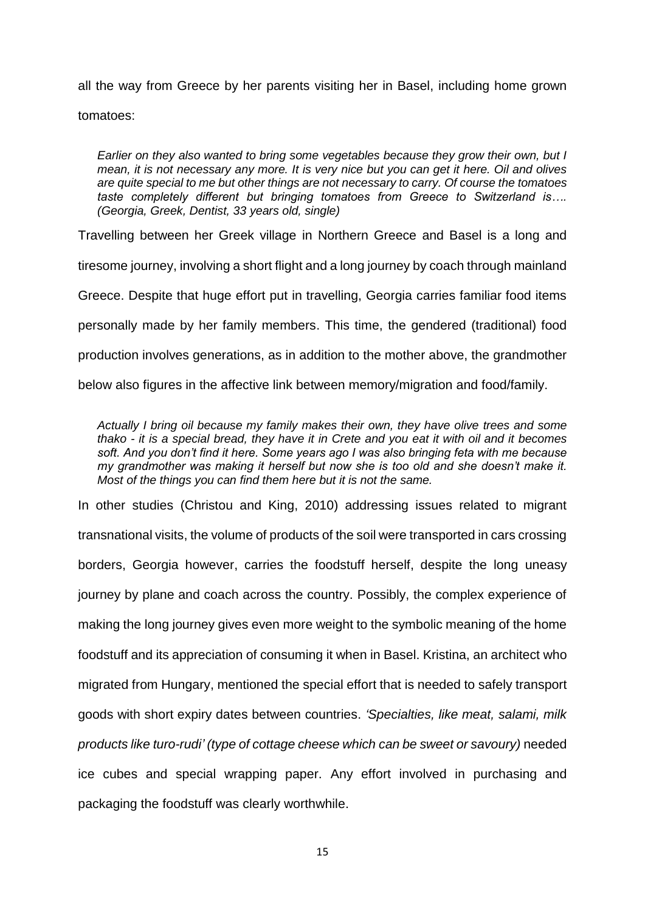all the way from Greece by her parents visiting her in Basel, including home grown tomatoes:

> *Earlier on they also wanted to bring some vegetables because they grow their own, but I mean, it is not necessary any more. It is very nice but you can get it here. Oil and olives are quite special to me but other things are not necessary to carry. Of course the tomatoes taste completely different but bringing tomatoes from Greece to Switzerland is…. (Georgia, Greek, Dentist, 33 years old, single)*

Travelling between her Greek village in Northern Greece and Basel is a long and tiresome journey, involving a short flight and a long journey by coach through mainland Greece. Despite that huge effort put in travelling, Georgia carries familiar food items personally made by her family members. This time, the gendered (traditional) food production involves generations, as in addition to the mother above, the grandmother below also figures in the affective link between memory/migration and food/family.

> *Actually I bring oil because my family makes their own, they have olive trees and some thako - it is a special bread, they have it in Crete and you eat it with oil and it becomes soft. And you don't find it here. Some years ago I was also bringing feta with me because my grandmother was making it herself but now she is too old and she doesn't make it. Most of the things you can find them here but it is not the same.*

In other studies (Christou and King, 2010) addressing issues related to migrant transnational visits, the volume of products of the soil were transported in cars crossing borders, Georgia however, carries the foodstuff herself, despite the long uneasy journey by plane and coach across the country. Possibly, the complex experience of making the long journey gives even more weight to the symbolic meaning of the home foodstuff and its appreciation of consuming it when in Basel. Kristina, an architect who migrated from Hungary, mentioned the special effort that is needed to safely transport goods with short expiry dates between countries. *'Specialties, like meat, salami, milk products like turo-rudi' (type of cottage cheese which can be sweet or savoury)* needed ice cubes and special wrapping paper. Any effort involved in purchasing and packaging the foodstuff was clearly worthwhile.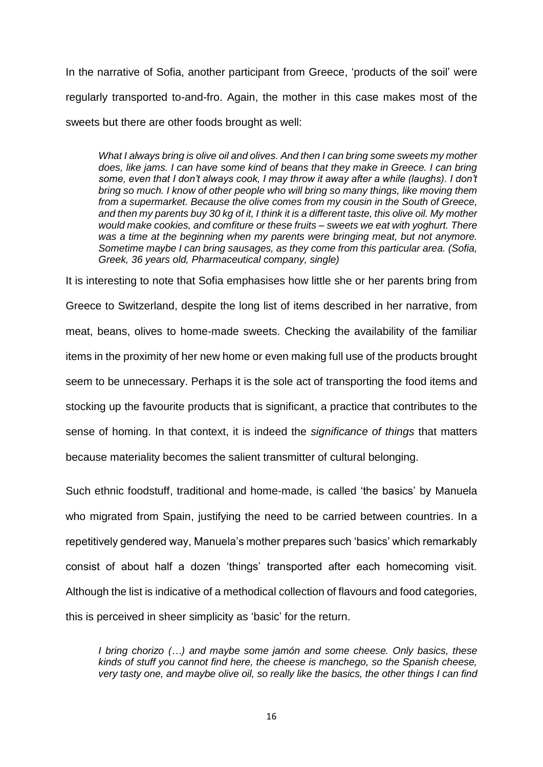In the narrative of Sofia, another participant from Greece, 'products of the soil' were regularly transported to-and-fro. Again, the mother in this case makes most of the sweets but there are other foods brought as well:

> *What I always bring is olive oil and olives. And then I can bring some sweets my mother does, like jams. I can have some kind of beans that they make in Greece. I can bring some, even that I don't always cook, I may throw it away after a while (laughs). I don't bring so much. I know of other people who will bring so many things, like moving them from a supermarket. Because the olive comes from my cousin in the South of Greece, and then my parents buy 30 kg of it, I think it is a different taste, this olive oil. My mother would make cookies, and comfiture or these fruits – sweets we eat with yoghurt. There was a time at the beginning when my parents were bringing meat, but not anymore. Sometime maybe I can bring sausages, as they come from this particular area. (Sofia, Greek, 36 years old, Pharmaceutical company, single)*

It is interesting to note that Sofia emphasises how little she or her parents bring from Greece to Switzerland, despite the long list of items described in her narrative, from meat, beans, olives to home-made sweets. Checking the availability of the familiar items in the proximity of her new home or even making full use of the products brought seem to be unnecessary. Perhaps it is the sole act of transporting the food items and stocking up the favourite products that is significant, a practice that contributes to the sense of homing. In that context, it is indeed the *significance of things* that matters because materiality becomes the salient transmitter of cultural belonging.

Such ethnic foodstuff, traditional and home-made, is called 'the basics' by Manuela who migrated from Spain, justifying the need to be carried between countries. In a repetitively gendered way, Manuela's mother prepares such 'basics' which remarkably consist of about half a dozen 'things' transported after each homecoming visit. Although the list is indicative of a methodical collection of flavours and food categories, this is perceived in sheer simplicity as 'basic' for the return.

> *I bring chorizo (…) and maybe some jamón and some cheese. Only basics, these kinds of stuff you cannot find here, the cheese is manchego, so the Spanish cheese, very tasty one, and maybe olive oil, so really like the basics, the other things I can find*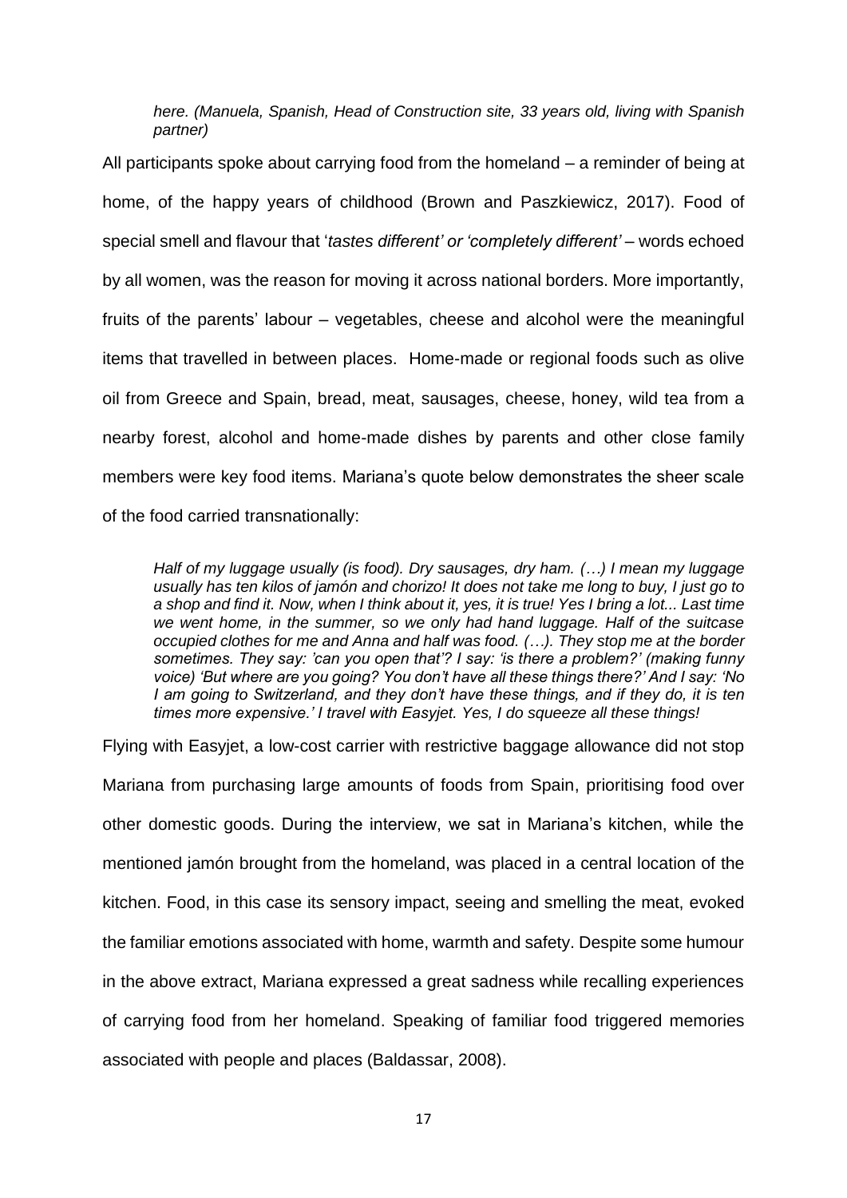*here. (Manuela, Spanish, Head of Construction site, 33 years old, living with Spanish partner)*

All participants spoke about carrying food from the homeland – a reminder of being at home, of the happy years of childhood (Brown and Paszkiewicz, 2017). Food of special smell and flavour that '*tastes different' or 'completely different'* – words echoed by all women, was the reason for moving it across national borders. More importantly, fruits of the parents' labour – vegetables, cheese and alcohol were the meaningful items that travelled in between places. Home-made or regional foods such as olive oil from Greece and Spain, bread, meat, sausages, cheese, honey, wild tea from a nearby forest, alcohol and home-made dishes by parents and other close family members were key food items. Mariana's quote below demonstrates the sheer scale of the food carried transnationally:

> *Half of my luggage usually (is food). Dry sausages, dry ham. (…) I mean my luggage usually has ten kilos of jamón and chorizo! It does not take me long to buy, I just go to a shop and find it. Now, when I think about it, yes, it is true! Yes I bring a lot... Last time we went home, in the summer, so we only had hand luggage. Half of the suitcase occupied clothes for me and Anna and half was food. (…). They stop me at the border sometimes. They say: 'can you open that'? I say: 'is there a problem?' (making funny voice) 'But where are you going? You don't have all these things there?' And I say: 'No I am going to Switzerland, and they don't have these things, and if they do, it is ten times more expensive.' I travel with Easyjet. Yes, I do squeeze all these things!*

Flying with Easyjet, a low-cost carrier with restrictive baggage allowance did not stop Mariana from purchasing large amounts of foods from Spain, prioritising food over other domestic goods. During the interview, we sat in Mariana's kitchen, while the mentioned jamón brought from the homeland, was placed in a central location of the kitchen. Food, in this case its sensory impact, seeing and smelling the meat, evoked the familiar emotions associated with home, warmth and safety. Despite some humour in the above extract, Mariana expressed a great sadness while recalling experiences of carrying food from her homeland. Speaking of familiar food triggered memories associated with people and places (Baldassar, 2008).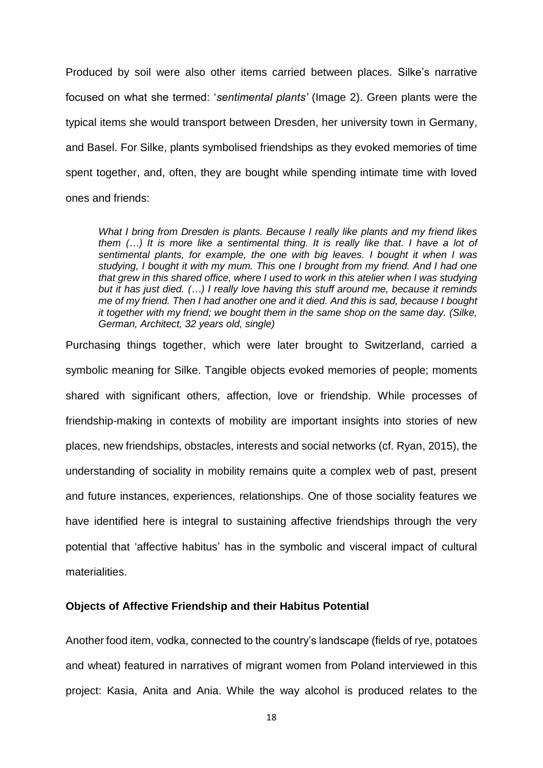Produced by soil were also other items carried between places. Silke's narrative focused on what she termed: '*sentimental plants'* (Image 2). Green plants were the typical items she would transport between Dresden, her university town in Germany, and Basel. For Silke, plants symbolised friendships as they evoked memories of time spent together, and, often, they are bought while spending intimate time with loved ones and friends:

> *What I bring from Dresden is plants. Because I really like plants and my friend likes them (…) It is more like a sentimental thing. It is really like that. I have a lot of sentimental plants, for example, the one with big leaves. I bought it when I was studying, I bought it with my mum. This one I brought from my friend. And I had one that grew in this shared office, where I used to work in this atelier when I was studying but it has just died. (…) I really love having this stuff around me, because it reminds me of my friend. Then I had another one and it died. And this is sad, because I bought it together with my friend; we bought them in the same shop on the same day. (Silke, German, Architect, 32 years old, single)*

Purchasing things together, which were later brought to Switzerland, carried a symbolic meaning for Silke. Tangible objects evoked memories of people; moments shared with significant others, affection, love or friendship. While processes of friendship-making in contexts of mobility are important insights into stories of new places, new friendships, obstacles, interests and social networks (cf. Ryan, 2015), the understanding of sociality in mobility remains quite a complex web of past, present and future instances, experiences, relationships. One of those sociality features we have identified here is integral to sustaining affective friendships through the very potential that 'affective habitus' has in the symbolic and visceral impact of cultural materialities.

**Objects of Affective Friendship and their Habitus Potential**

Another food item, vodka, connected to the country's landscape (fields of rye, potatoes and wheat) featured in narratives of migrant women from Poland interviewed in this project: Kasia, Anita and Ania. While the way alcohol is produced relates to the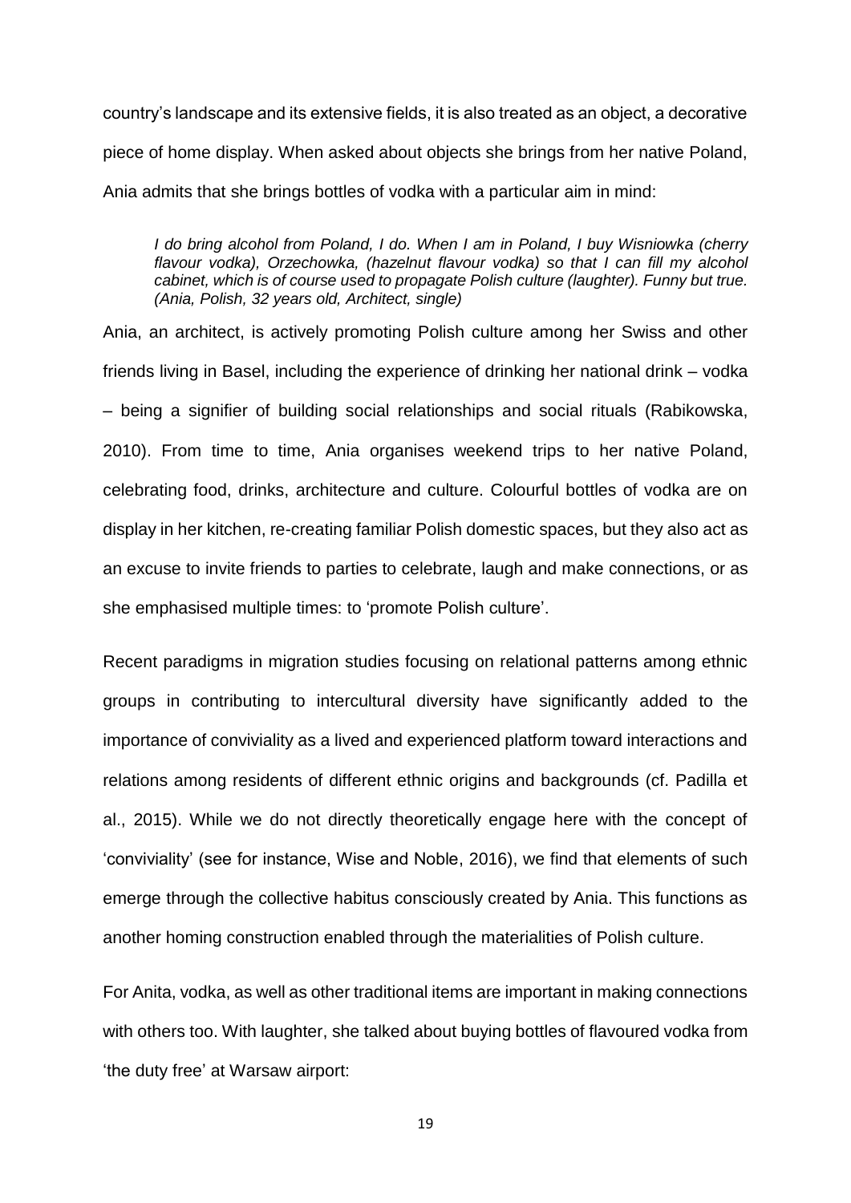country's landscape and its extensive fields, it is also treated as an object, a decorative piece of home display. When asked about objects she brings from her native Poland, Ania admits that she brings bottles of vodka with a particular aim in mind:

> *I do bring alcohol from Poland, I do. When I am in Poland, I buy Wisniowka (cherry flavour vodka), Orzechowka, (hazelnut flavour vodka) so that I can fill my alcohol cabinet, which is of course used to propagate Polish culture (laughter). Funny but true. (Ania, Polish, 32 years old, Architect, single)*

Ania, an architect, is actively promoting Polish culture among her Swiss and other friends living in Basel, including the experience of drinking her national drink – vodka – being a signifier of building social relationships and social rituals (Rabikowska, 2010). From time to time, Ania organises weekend trips to her native Poland, celebrating food, drinks, architecture and culture. Colourful bottles of vodka are on display in her kitchen, re-creating familiar Polish domestic spaces, but they also act as an excuse to invite friends to parties to celebrate, laugh and make connections, or as she emphasised multiple times: to 'promote Polish culture'.

Recent paradigms in migration studies focusing on relational patterns among ethnic groups in contributing to intercultural diversity have significantly added to the importance of conviviality as a lived and experienced platform toward interactions and relations among residents of different ethnic origins and backgrounds (cf. Padilla et al., 2015). While we do not directly theoretically engage here with the concept of 'conviviality' (see for instance, Wise and Noble, 2016), we find that elements of such emerge through the collective habitus consciously created by Ania. This functions as another homing construction enabled through the materialities of Polish culture.

For Anita, vodka, as well as other traditional items are important in making connections with others too. With laughter, she talked about buying bottles of flavoured vodka from 'the duty free' at Warsaw airport: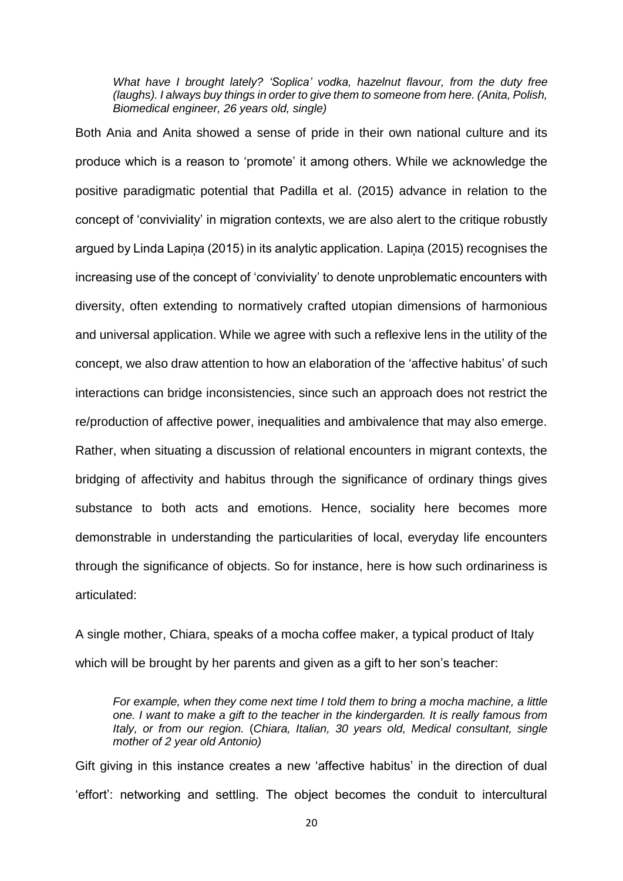> *What have I brought lately? 'Soplica' vodka, hazelnut flavour, from the duty free (laughs). I always buy things in order to give them to someone from here. (Anita, Polish, Biomedical engineer, 26 years old, single)*

Both Ania and Anita showed a sense of pride in their own national culture and its produce which is a reason to 'promote' it among others. While we acknowledge the positive paradigmatic potential that Padilla et al. (2015) advance in relation to the concept of 'conviviality' in migration contexts, we are also alert to the critique robustly argued by Linda Lapiņa (2015) in its analytic application. Lapiņa (2015) recognises the increasing use of the concept of 'conviviality' to denote unproblematic encounters with diversity, often extending to normatively crafted utopian dimensions of harmonious and universal application. While we agree with such a reflexive lens in the utility of the concept, we also draw attention to how an elaboration of the 'affective habitus' of such interactions can bridge inconsistencies, since such an approach does not restrict the re/production of affective power, inequalities and ambivalence that may also emerge. Rather, when situating a discussion of relational encounters in migrant contexts, the bridging of affectivity and habitus through the significance of ordinary things gives substance to both acts and emotions. Hence, sociality here becomes more demonstrable in understanding the particularities of local, everyday life encounters through the significance of objects. So for instance, here is how such ordinariness is articulated:

A single mother, Chiara, speaks of a mocha coffee maker, a typical product of Italy which will be brought by her parents and given as a gift to her son's teacher:

> *For example, when they come next time I told them to bring a mocha machine, a little one. I want to make a gift to the teacher in the kindergarden. It is really famous from Italy, or from our region.* (*Chiara, Italian, 30 years old, Medical consultant, single mother of 2 year old Antonio)*

Gift giving in this instance creates a new 'affective habitus' in the direction of dual 'effort': networking and settling. The object becomes the conduit to intercultural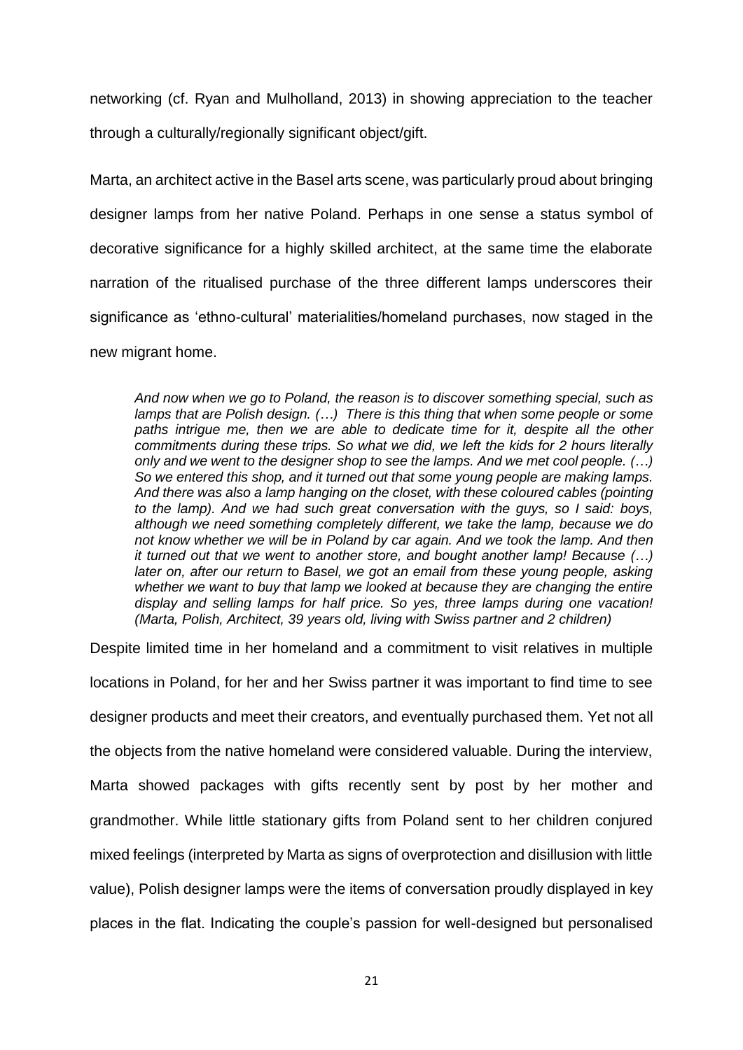networking (cf. Ryan and Mulholland, 2013) in showing appreciation to the teacher through a culturally/regionally significant object/gift.

Marta, an architect active in the Basel arts scene, was particularly proud about bringing designer lamps from her native Poland. Perhaps in one sense a status symbol of decorative significance for a highly skilled architect, at the same time the elaborate narration of the ritualised purchase of the three different lamps underscores their significance as 'ethno-cultural' materialities/homeland purchases, now staged in the new migrant home.

> *And now when we go to Poland, the reason is to discover something special, such as lamps that are Polish design. (…) There is this thing that when some people or some paths intrigue me, then we are able to dedicate time for it, despite all the other commitments during these trips. So what we did, we left the kids for 2 hours literally only and we went to the designer shop to see the lamps. And we met cool people. (…) So we entered this shop, and it turned out that some young people are making lamps. And there was also a lamp hanging on the closet, with these coloured cables (pointing to the lamp). And we had such great conversation with the guys, so I said: boys, although we need something completely different, we take the lamp, because we do not know whether we will be in Poland by car again. And we took the lamp. And then it turned out that we went to another store, and bought another lamp! Because (…) later on, after our return to Basel, we got an email from these young people, asking whether we want to buy that lamp we looked at because they are changing the entire display and selling lamps for half price. So yes, three lamps during one vacation! (Marta, Polish, Architect, 39 years old, living with Swiss partner and 2 children)*

Despite limited time in her homeland and a commitment to visit relatives in multiple locations in Poland, for her and her Swiss partner it was important to find time to see designer products and meet their creators, and eventually purchased them. Yet not all the objects from the native homeland were considered valuable. During the interview, Marta showed packages with gifts recently sent by post by her mother and grandmother. While little stationary gifts from Poland sent to her children conjured mixed feelings (interpreted by Marta as signs of overprotection and disillusion with little value), Polish designer lamps were the items of conversation proudly displayed in key places in the flat. Indicating the couple's passion for well-designed but personalised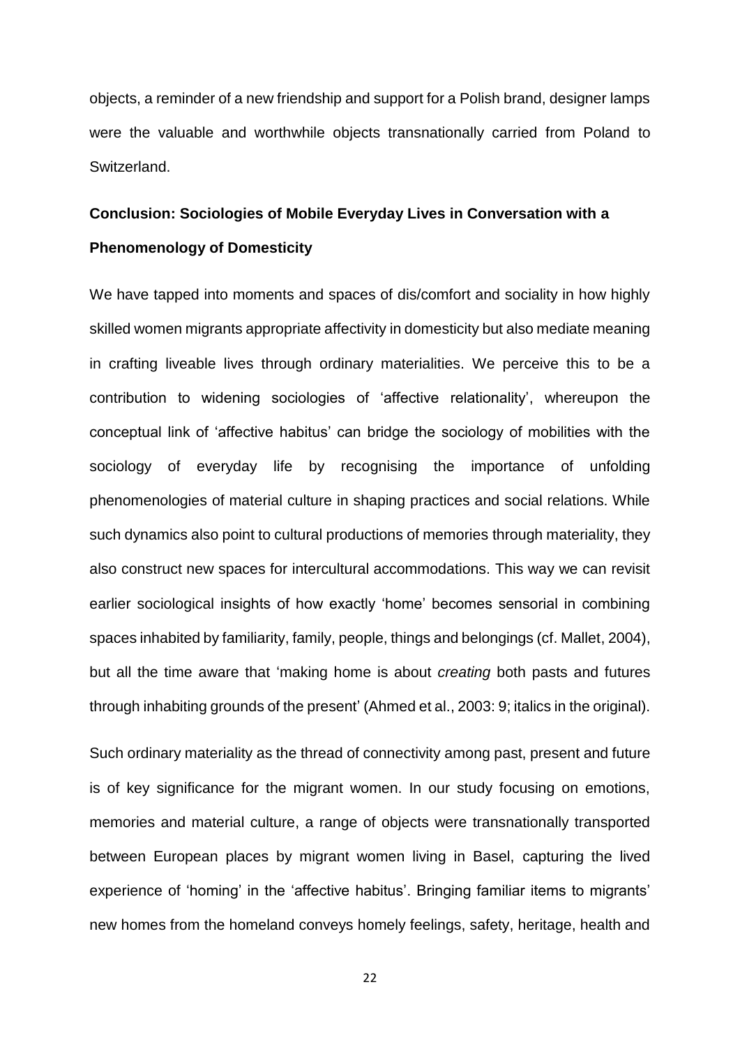objects, a reminder of a new friendship and support for a Polish brand, designer lamps were the valuable and worthwhile objects transnationally carried from Poland to Switzerland.

## Conclusion: Sociologies of Mobile Everyday Lives in Conversation with a Phenomenology of Domesticity

We have tapped into moments and spaces of dis/comfort and sociality in how highly skilled women migrants appropriate affectivity in domesticity but also mediate meaning in crafting liveable lives through ordinary materialities. We perceive this to be a contribution to widening sociologies of 'affective relationality', whereupon the conceptual link of 'affective habitus' can bridge the sociology of mobilities with the sociology of everyday life by recognising the importance of unfolding phenomenologies of material culture in shaping practices and social relations. While such dynamics also point to cultural productions of memories through materiality, they also construct new spaces for intercultural accommodations. This way we can revisit earlier sociological insights of how exactly 'home' becomes sensorial in combining spaces inhabited by familiarity, family, people, things and belongings (cf. Mallet, 2004), but all the time aware that 'making home is about *creating* both pasts and futures through inhabiting grounds of the present' (Ahmed et al., 2003: 9; italics in the original).

Such ordinary materiality as the thread of connectivity among past, present and future is of key significance for the migrant women. In our study focusing on emotions, memories and material culture, a range of objects were transnationally transported between European places by migrant women living in Basel, capturing the lived experience of 'homing' in the 'affective habitus'. Bringing familiar items to migrants' new homes from the homeland conveys homely feelings, safety, heritage, health and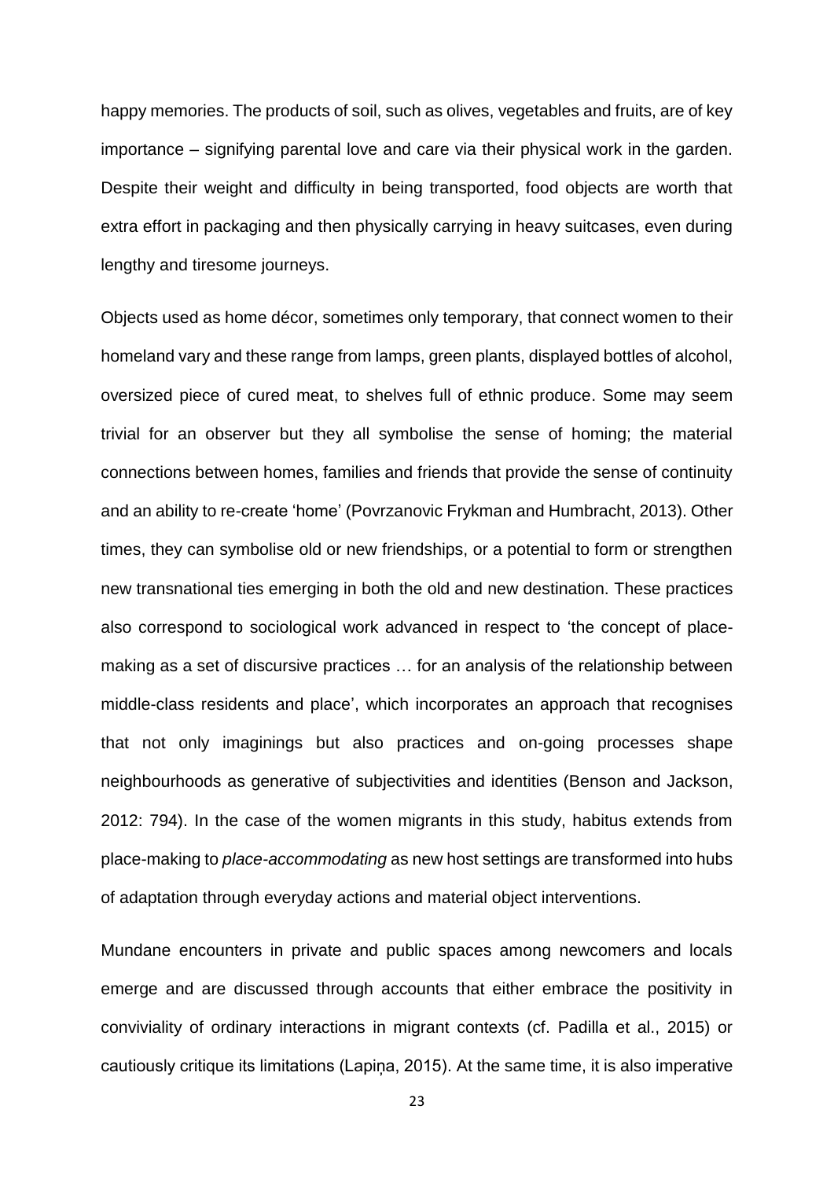happy memories. The products of soil, such as olives, vegetables and fruits, are of key importance – signifying parental love and care via their physical work in the garden. Despite their weight and difficulty in being transported, food objects are worth that extra effort in packaging and then physically carrying in heavy suitcases, even during lengthy and tiresome journeys.

Objects used as home décor, sometimes only temporary, that connect women to their homeland vary and these range from lamps, green plants, displayed bottles of alcohol, oversized piece of cured meat, to shelves full of ethnic produce. Some may seem trivial for an observer but they all symbolise the sense of homing; the material connections between homes, families and friends that provide the sense of continuity and an ability to re-create 'home' (Povrzanovic Frykman and Humbracht, 2013). Other times, they can symbolise old or new friendships, or a potential to form or strengthen new transnational ties emerging in both the old and new destination. These practices also correspond to sociological work advanced in respect to 'the concept of place-making as a set of discursive practices … for an analysis of the relationship between middle-class residents and place', which incorporates an approach that recognises that not only imaginings but also practices and on-going processes shape neighbourhoods as generative of subjectivities and identities (Benson and Jackson, 2012: 794). In the case of the women migrants in this study, habitus extends from place-making to *place-accommodating* as new host settings are transformed into hubs of adaptation through everyday actions and material object interventions.

Mundane encounters in private and public spaces among newcomers and locals emerge and are discussed through accounts that either embrace the positivity in conviviality of ordinary interactions in migrant contexts (cf. Padilla et al., 2015) or cautiously critique its limitations (Lapiņa, 2015). At the same time, it is also imperative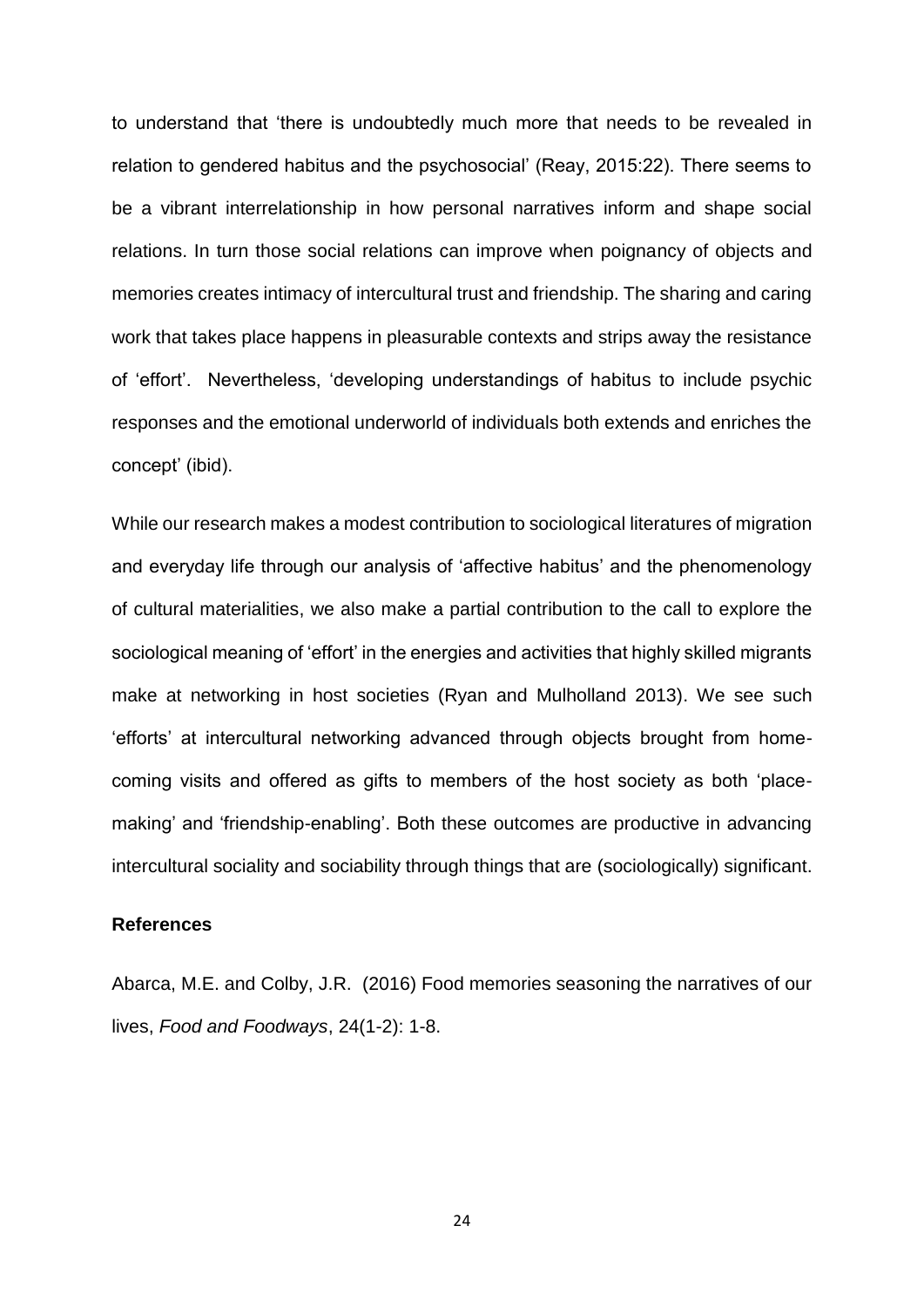to understand that 'there is undoubtedly much more that needs to be revealed in relation to gendered habitus and the psychosocial' (Reay, 2015:22). There seems to be a vibrant interrelationship in how personal narratives inform and shape social relations. In turn those social relations can improve when poignancy of objects and memories creates intimacy of intercultural trust and friendship. The sharing and caring work that takes place happens in pleasurable contexts and strips away the resistance of 'effort'. Nevertheless, 'developing understandings of habitus to include psychic responses and the emotional underworld of individuals both extends and enriches the concept' (ibid).

While our research makes a modest contribution to sociological literatures of migration and everyday life through our analysis of 'affective habitus' and the phenomenology of cultural materialities, we also make a partial contribution to the call to explore the sociological meaning of 'effort' in the energies and activities that highly skilled migrants make at networking in host societies (Ryan and Mulholland 2013). We see such 'efforts' at intercultural networking advanced through objects brought from home-coming visits and offered as gifts to members of the host society as both 'place-making' and 'friendship-enabling'. Both these outcomes are productive in advancing intercultural sociality and sociability through things that are (sociologically) significant.

**References**

Abarca, M.E. and Colby, J.R. (2016) Food memories seasoning the narratives of our lives, *Food and Foodways*, 24(1-2): 1-8.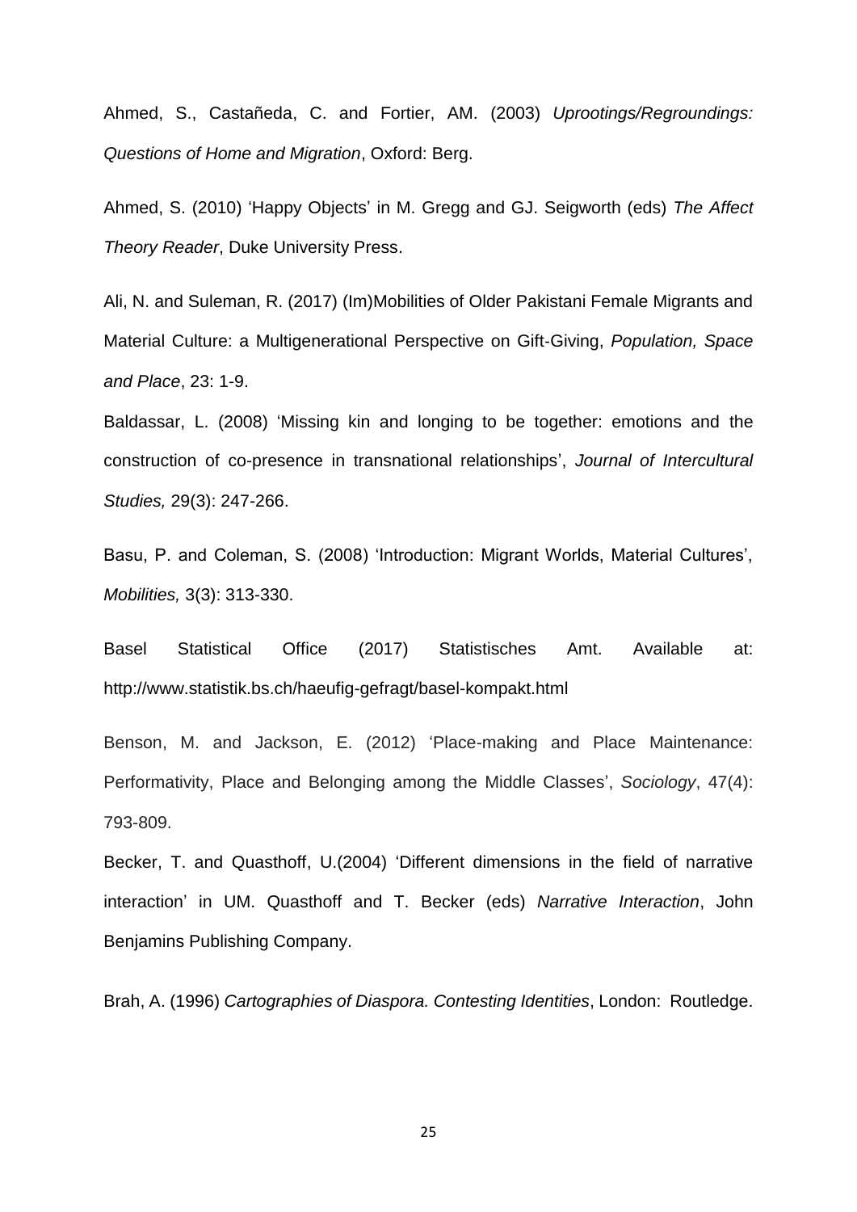Ahmed, S., Castañeda, C. and Fortier, AM. (2003) *Uprootings/Regroundings: Questions of Home and Migration*, Oxford: Berg.

Ahmed, S. (2010) 'Happy Objects' in M. Gregg and GJ. Seigworth (eds) *The Affect Theory Reader*, Duke University Press.

Ali, N. and Suleman, R. (2017) (Im)Mobilities of Older Pakistani Female Migrants and Material Culture: a Multigenerational Perspective on Gift-Giving, *Population, Space and Place*, 23: 1-9.

Baldassar, L. (2008) 'Missing kin and longing to be together: emotions and the construction of co-presence in transnational relationships', *Journal of Intercultural Studies,* 29(3): 247-266.

Basu, P. and Coleman, S. (2008) 'Introduction: Migrant Worlds, Material Cultures', *Mobilities,* 3(3): 313-330.

Basel Statistical Office (2017) Statistisches Amt. Available at: http://www.statistik.bs.ch/haeufig-gefragt/basel-kompakt.html

Benson, M. and Jackson, E. (2012) 'Place-making and Place Maintenance: Performativity, Place and Belonging among the Middle Classes', *Sociology*, 47(4): 793-809.

Becker, T. and Quasthoff, U.(2004) 'Different dimensions in the field of narrative interaction' in UM. Quasthoff and T. Becker (eds) *Narrative Interaction*, John Benjamins Publishing Company.

Brah, A. (1996) *Cartographies of Diaspora. Contesting Identities*, London: Routledge.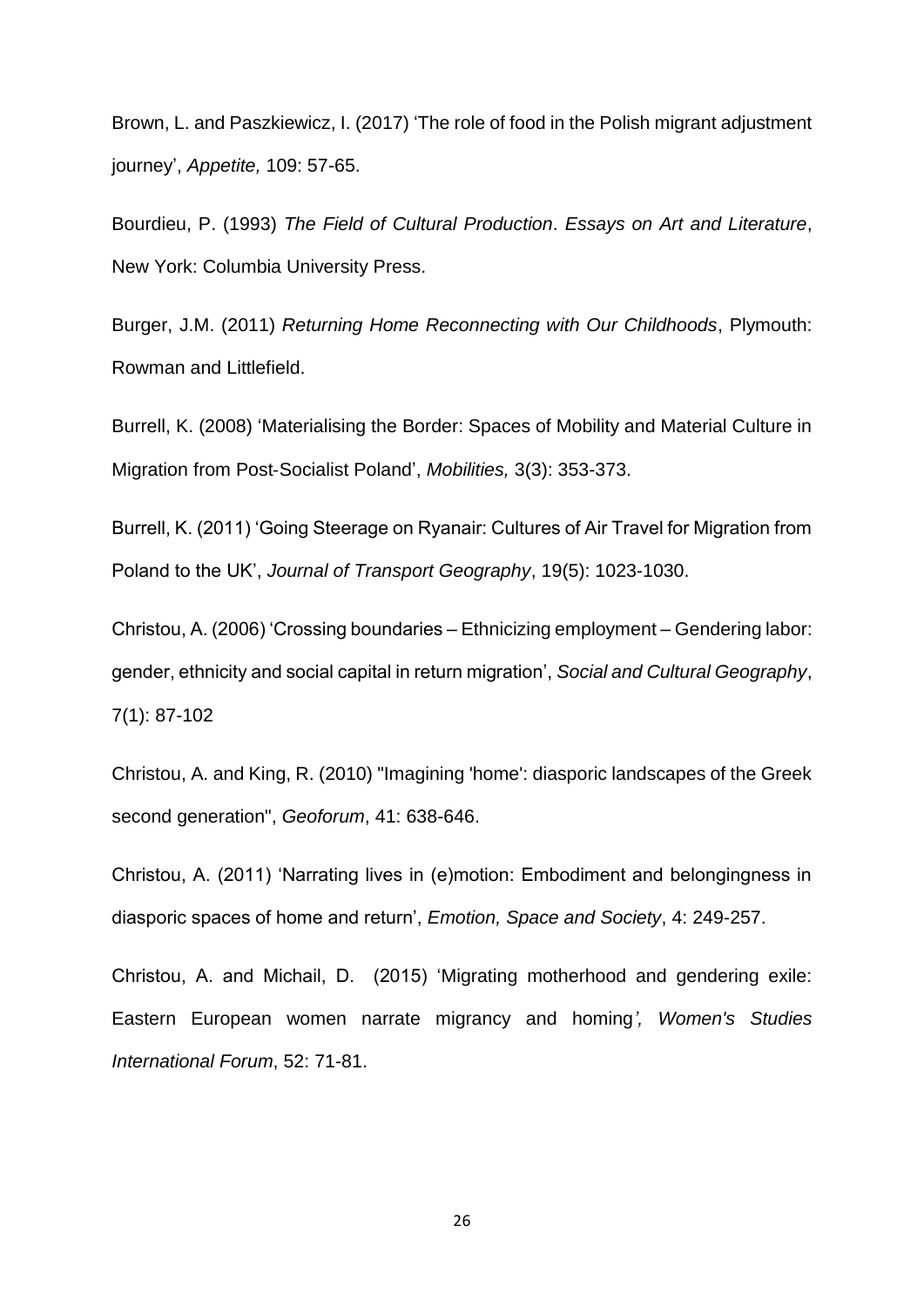Brown, L. and Paszkiewicz, I. (2017) 'The role of food in the Polish migrant adjustment journey', *Appetite,* 109: 57-65.

Bourdieu, P. (1993) *The Field of Cultural Production*. *Essays on Art and Literature*, New York: Columbia University Press.

Burger, J.M. (2011) *Returning Home Reconnecting with Our Childhoods*, Plymouth: Rowman and Littlefield.

Burrell, K. (2008) 'Materialising the Border: Spaces of Mobility and Material Culture in Migration from Post‐Socialist Poland', *Mobilities,* 3(3): 353-373.

Burrell, K. (2011) 'Going Steerage on Ryanair: Cultures of Air Travel for Migration from Poland to the UK', *Journal of Transport Geography*, 19(5): 1023-1030.

Christou, A. (2006) 'Crossing boundaries – Ethnicizing employment – Gendering labor: gender, ethnicity and social capital in return migration', *Social and Cultural Geography*, 7(1): 87-102

Christou, A. and King, R. (2010) "Imagining 'home': diasporic landscapes of the Greek second generation", *Geoforum*, 41: 638-646.

Christou, A. (2011) 'Narrating lives in (e)motion: Embodiment and belongingness in diasporic spaces of home and return', *Emotion, Space and Society*, 4: 249-257.

Christou, A. and Michail, D. (2015) 'Migrating motherhood and gendering exile: Eastern European women narrate migrancy and homing*', Women's Studies International Forum*, 52: 71-81.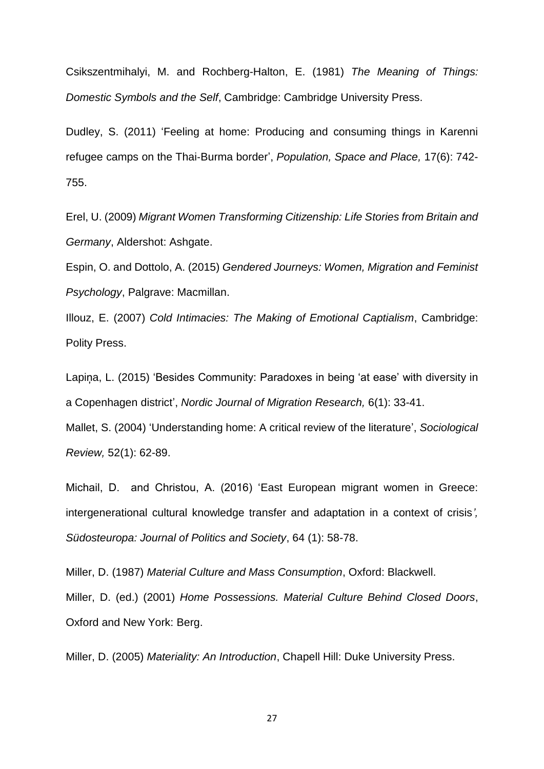Csikszentmihalyi, M. and Rochberg-Halton, E. (1981) *The Meaning of Things: Domestic Symbols and the Self*, Cambridge: Cambridge University Press.

Dudley, S. (2011) 'Feeling at home: Producing and consuming things in Karenni refugee camps on the Thai-Burma border', *Population, Space and Place,* 17(6): 742-755.

Erel, U. (2009) *Migrant Women Transforming Citizenship: Life Stories from Britain and Germany*, Aldershot: Ashgate.

Espin, O. and Dottolo, A. (2015) *Gendered Journeys: Women, Migration and Feminist Psychology*, Palgrave: Macmillan.

Illouz, E. (2007) *Cold Intimacies: The Making of Emotional Captialism*, Cambridge: Polity Press.

Lapiņa, L. (2015) 'Besides Community: Paradoxes in being 'at ease' with diversity in a Copenhagen district', *Nordic Journal of Migration Research,* 6(1): 33-41.

Mallet, S. (2004) 'Understanding home: A critical review of the literature', *Sociological Review,* 52(1): 62-89.

Michail, D. and Christou, A. (2016) 'East European migrant women in Greece: intergenerational cultural knowledge transfer and adaptation in a context of crisis', *Südosteuropa: Journal of Politics and Society*, 64 (1): 58-78.

Miller, D. (1987) *Material Culture and Mass Consumption*, Oxford: Blackwell.

Miller, D. (ed.) (2001) *Home Possessions. Material Culture Behind Closed Doors*, Oxford and New York: Berg.

Miller, D. (2005) *Materiality: An Introduction*, Chapell Hill: Duke University Press.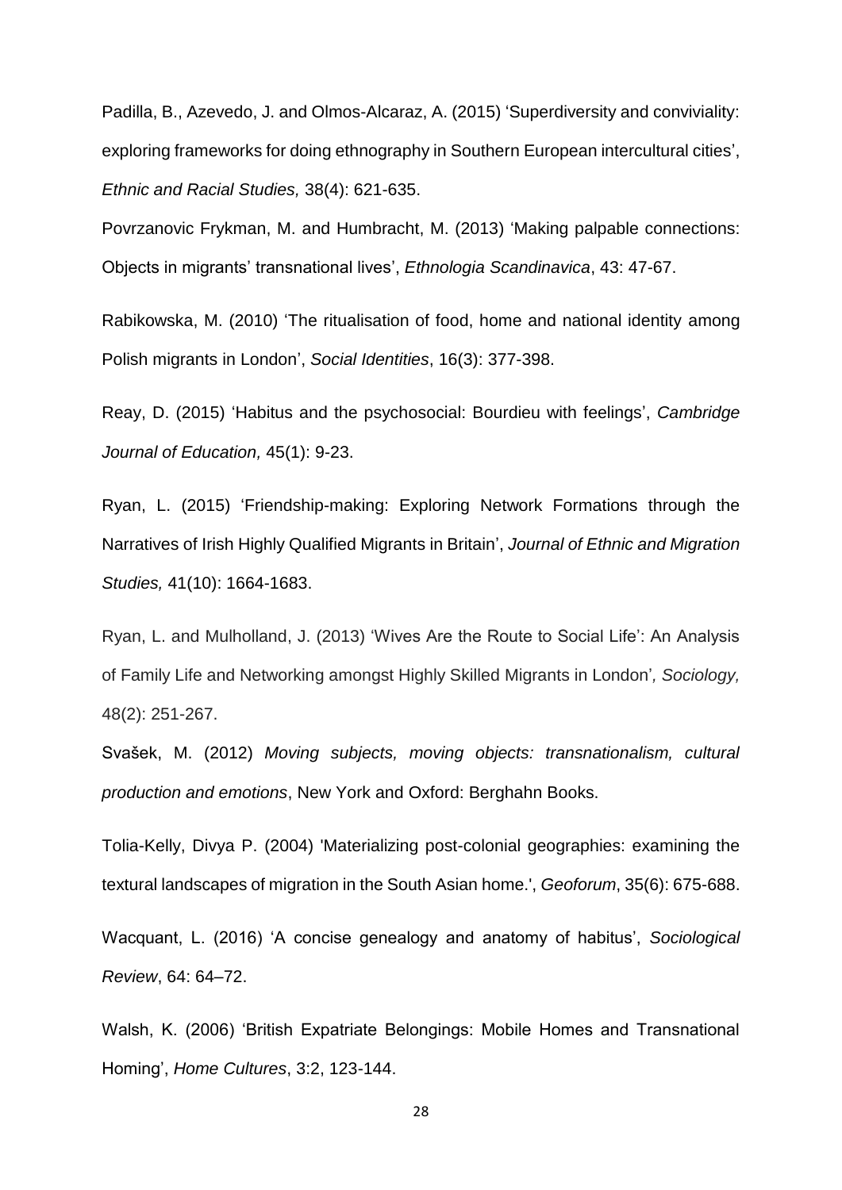Padilla, B., Azevedo, J. and Olmos-Alcaraz, A. (2015) 'Superdiversity and conviviality: exploring frameworks for doing ethnography in Southern European intercultural cities', *Ethnic and Racial Studies,* 38(4): 621-635.

Povrzanovic Frykman, M. and Humbracht, M. (2013) 'Making palpable connections: Objects in migrants' transnational lives', *Ethnologia Scandinavica*, 43: 47-67.

Rabikowska, M. (2010) 'The ritualisation of food, home and national identity among Polish migrants in London', *Social Identities*, 16(3): 377-398.

Reay, D. (2015) 'Habitus and the psychosocial: Bourdieu with feelings', *Cambridge Journal of Education,* 45(1): 9-23.

Ryan, L. (2015) 'Friendship-making: Exploring Network Formations through the Narratives of Irish Highly Qualified Migrants in Britain', *Journal of Ethnic and Migration Studies,* 41(10): 1664-1683.

Ryan, L. and Mulholland, J. (2013) 'Wives Are the Route to Social Life': An Analysis of Family Life and Networking amongst Highly Skilled Migrants in London'*, Sociology,* 48(2): 251-267.

Svašek, M. (2012) *Moving subjects, moving objects: transnationalism, cultural production and emotions*, New York and Oxford: Berghahn Books.

Tolia-Kelly, Divya P. (2004) 'Materializing post-colonial geographies: examining the textural landscapes of migration in the South Asian home.', *Geoforum*, 35(6): 675-688.

Wacquant, L. (2016) 'A concise genealogy and anatomy of habitus', *Sociological Review*, 64: 64–72.

Walsh, K. (2006) 'British Expatriate Belongings: Mobile Homes and Transnational Homing', *Home Cultures*, 3:2, 123-144.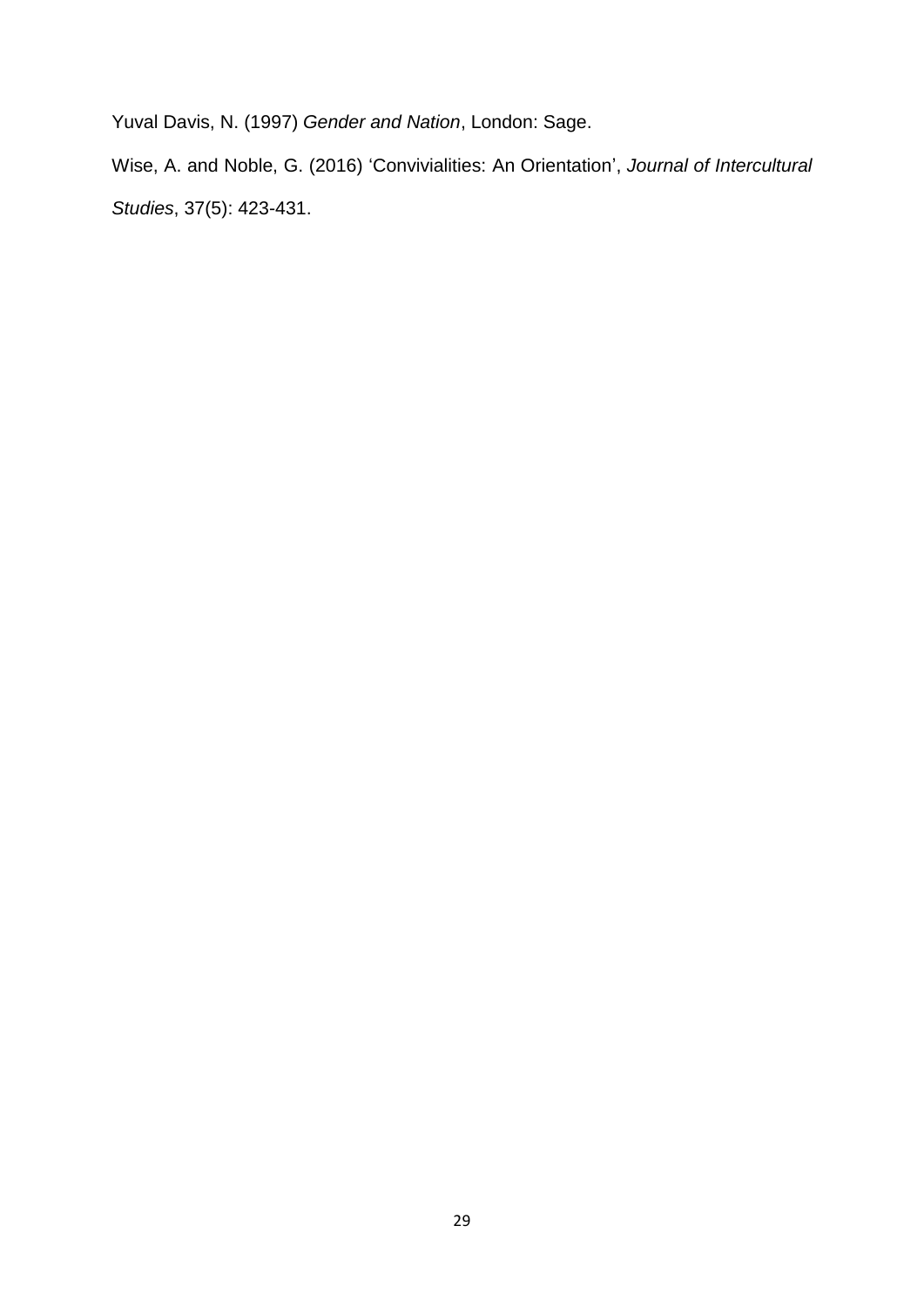Yuval Davis, N. (1997) *Gender and Nation*, London: Sage.

Wise, A. and Noble, G. (2016) 'Convivialities: An Orientation', *Journal of Intercultural Studies*, 37(5): 423-431.